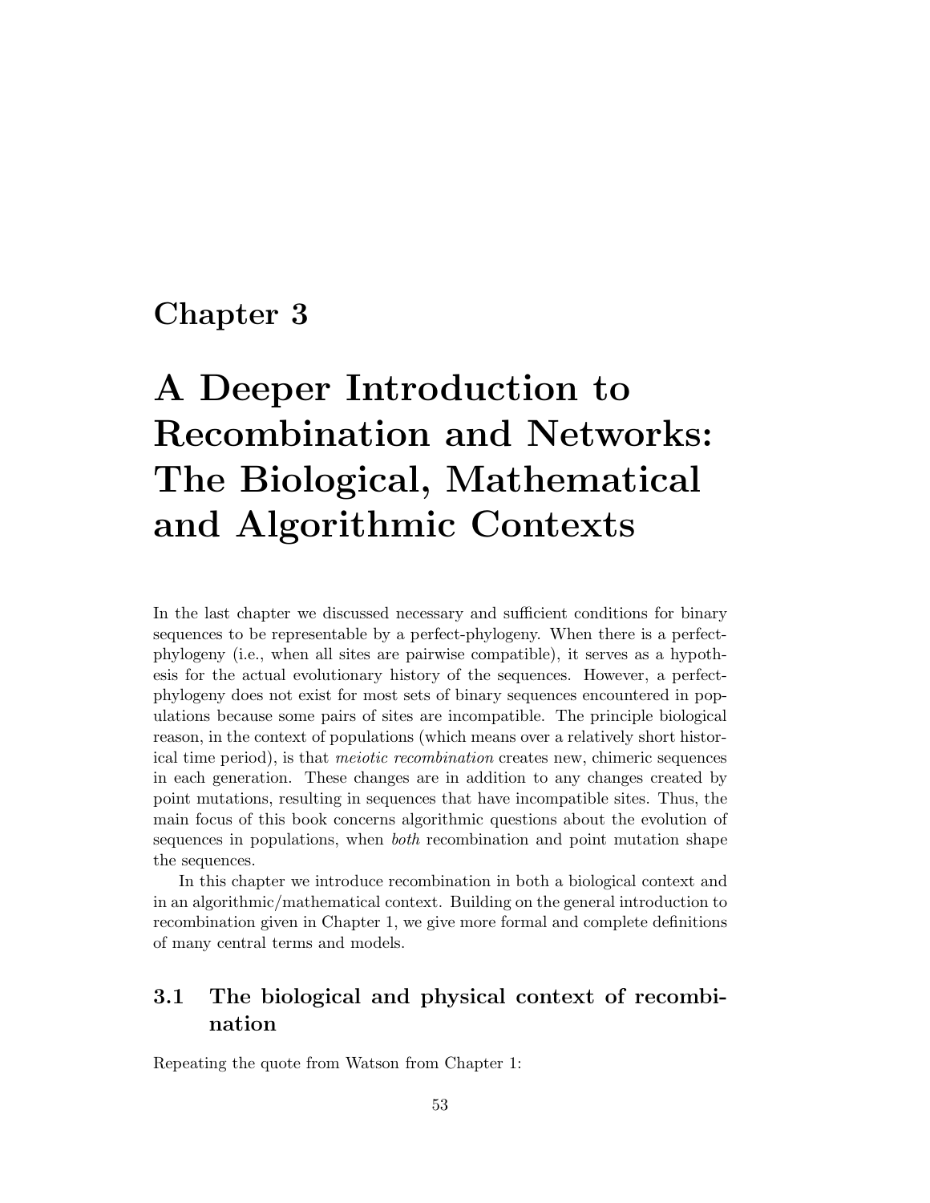# Chapter 3

# A Deeper Introduction to Recombination and Networks: The Biological, Mathematical and Algorithmic Contexts

In the last chapter we discussed necessary and sufficient conditions for binary sequences to be representable by a perfect-phylogeny. When there is a perfect-phylogeny (i.e., when all sites are pairwise compatible), it serves as a hypothesis for the actual evolutionary history of the sequences. However, a perfect-phylogeny does not exist for most sets of binary sequences encountered in populations because some pairs of sites are incompatible. The principle biological reason, in the context of populations (which means over a relatively short historical time period), is that *meiotic recombination* creates new, chimeric sequences in each generation. These changes are in addition to any changes created by point mutations, resulting in sequences that have incompatible sites. Thus, the main focus of this book concerns algorithmic questions about the evolution of sequences in populations, when *both* recombination and point mutation shape the sequences.

In this chapter we introduce recombination in both a biological context and in an algorithmic/mathematical context. Building on the general introduction to recombination given in Chapter 1, we give more formal and complete definitions of many central terms and models.

## 3.1 The biological and physical context of recombination

Repeating the quote from Watson from Chapter 1: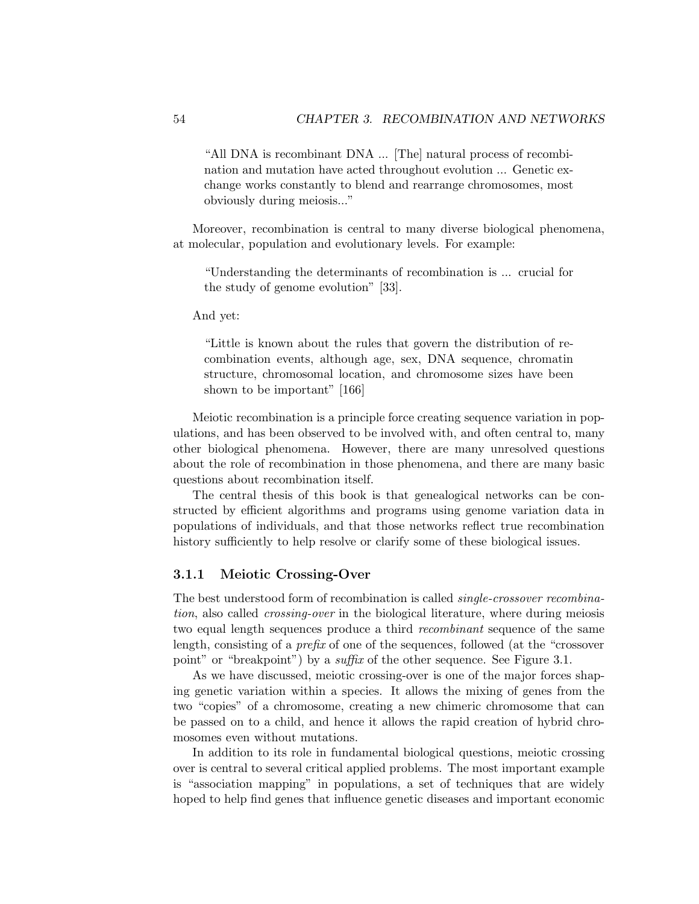> "All DNA is recombinant DNA ... [The] natural process of recombination and mutation have acted throughout evolution ... Genetic exchange works constantly to blend and rearrange chromosomes, most obviously during meiosis..."

Moreover, recombination is central to many diverse biological phenomena, at molecular, population and evolutionary levels. For example:

> "Understanding the determinants of recombination is ... crucial for the study of genome evolution" [33].

And yet:

> "Little is known about the rules that govern the distribution of recombination events, although age, sex, DNA sequence, chromatin structure, chromosomal location, and chromosome sizes have been shown to be important" [166]

Meiotic recombination is a principle force creating sequence variation in populations, and has been observed to be involved with, and often central to, many other biological phenomena. However, there are many unresolved questions about the role of recombination in those phenomena, and there are many basic questions about recombination itself.

The central thesis of this book is that genealogical networks can be constructed by efficient algorithms and programs using genome variation data in populations of individuals, and that those networks reflect true recombination history sufficiently to help resolve or clarify some of these biological issues.

### 3.1.1 Meiotic Crossing-Over

The best understood form of recombination is called *single-crossover recombination*, also called *crossing-over* in the biological literature, where during meiosis two equal length sequences produce a third *recombinant* sequence of the same length, consisting of a *prefix* of one of the sequences, followed (at the "crossover point" or "breakpoint") by a *suffix* of the other sequence. See Figure 3.1.

As we have discussed, meiotic crossing-over is one of the major forces shaping genetic variation within a species. It allows the mixing of genes from the two "copies" of a chromosome, creating a new chimeric chromosome that can be passed on to a child, and hence it allows the rapid creation of hybrid chromosomes even without mutations.

In addition to its role in fundamental biological questions, meiotic crossing over is central to several critical applied problems. The most important example is "association mapping" in populations, a set of techniques that are widely hoped to help find genes that influence genetic diseases and important economic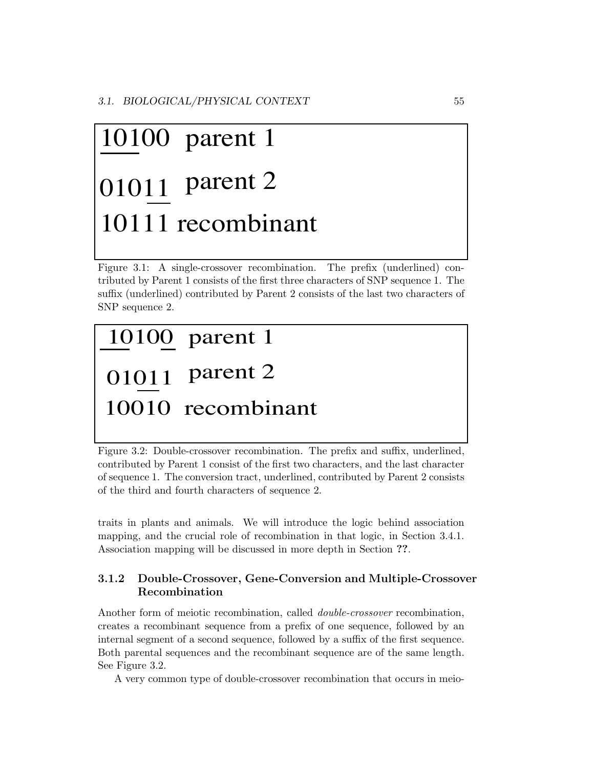```
10100  parent 1
01011  parent 2
10111 recombinant
```

Figure 3.1: A single-crossover recombination. The prefix (underlined) contributed by Parent 1 consists of the first three characters of SNP sequence 1. The suffix (underlined) contributed by Parent 2 consists of the last two characters of SNP sequence 2.

```
10100  parent 1
01011  parent 2
10010  recombinant
```

Figure 3.2: Double-crossover recombination. The prefix and suffix, underlined, contributed by Parent 1 consist of the first two characters, and the last character of sequence 1. The conversion tract, underlined, contributed by Parent 2 consists of the third and fourth characters of sequence 2.

traits in plants and animals. We will introduce the logic behind association mapping, and the crucial role of recombination in that logic, in Section 3.4.1. Association mapping will be discussed in more depth in Section **??**.

### 3.1.2 Double-Crossover, Gene-Conversion and Multiple-Crossover Recombination

Another form of meiotic recombination, called *double-crossover* recombination, creates a recombinant sequence from a prefix of one sequence, followed by an internal segment of a second sequence, followed by a suffix of the first sequence. Both parental sequences and the recombinant sequence are of the same length. See Figure 3.2.

A very common type of double-crossover recombination that occurs in meio-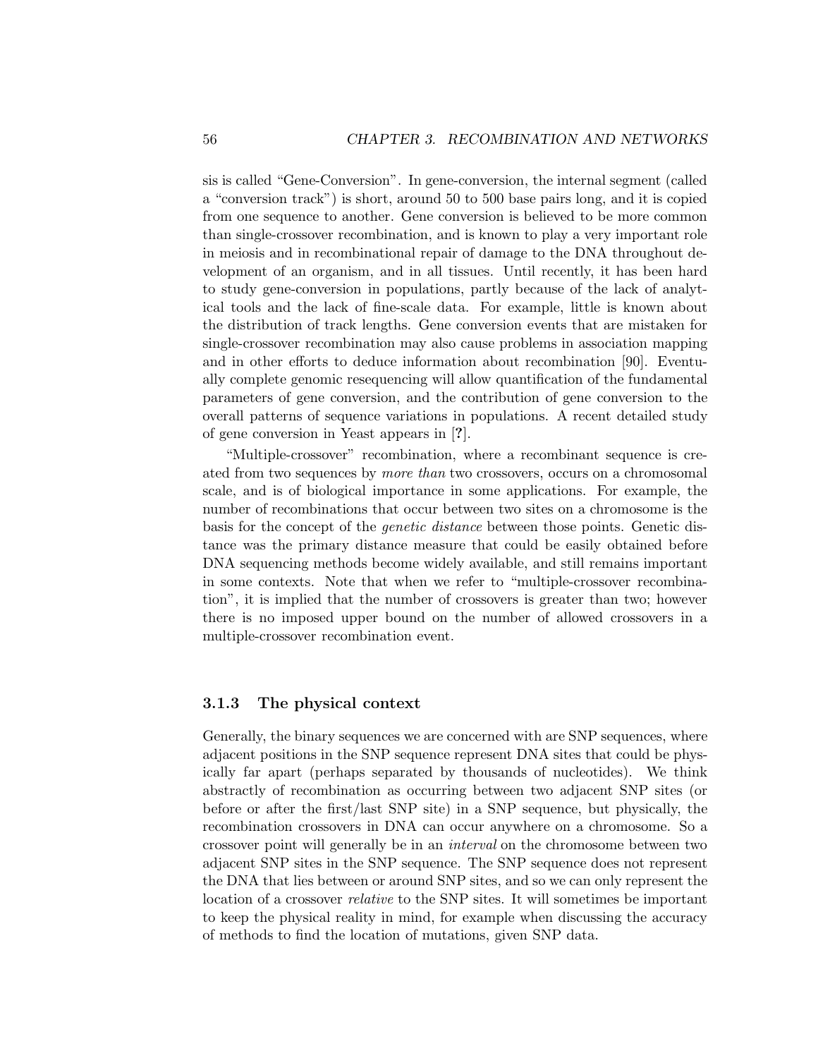sis is called "Gene-Conversion". In gene-conversion, the internal segment (called a "conversion track") is short, around 50 to 500 base pairs long, and it is copied from one sequence to another. Gene conversion is believed to be more common than single-crossover recombination, and is known to play a very important role in meiosis and in recombinational repair of damage to the DNA throughout development of an organism, and in all tissues. Until recently, it has been hard to study gene-conversion in populations, partly because of the lack of analytical tools and the lack of fine-scale data. For example, little is known about the distribution of track lengths. Gene conversion events that are mistaken for single-crossover recombination may also cause problems in association mapping and in other efforts to deduce information about recombination [90]. Eventually complete genomic resequencing will allow quantification of the fundamental parameters of gene conversion, and the contribution of gene conversion to the overall patterns of sequence variations in populations. A recent detailed study of gene conversion in Yeast appears in [**?**].

"Multiple-crossover" recombination, where a recombinant sequence is created from two sequences by *more than* two crossovers, occurs on a chromosomal scale, and is of biological importance in some applications. For example, the number of recombinations that occur between two sites on a chromosome is the basis for the concept of the *genetic distance* between those points. Genetic distance was the primary distance measure that could be easily obtained before DNA sequencing methods become widely available, and still remains important in some contexts. Note that when we refer to "multiple-crossover recombination", it is implied that the number of crossovers is greater than two; however there is no imposed upper bound on the number of allowed crossovers in a multiple-crossover recombination event.

### 3.1.3 The physical context

Generally, the binary sequences we are concerned with are SNP sequences, where adjacent positions in the SNP sequence represent DNA sites that could be physically far apart (perhaps separated by thousands of nucleotides). We think abstractly of recombination as occurring between two adjacent SNP sites (or before or after the first/last SNP site) in a SNP sequence, but physically, the recombination crossovers in DNA can occur anywhere on a chromosome. So a crossover point will generally be in an *interval* on the chromosome between two adjacent SNP sites in the SNP sequence. The SNP sequence does not represent the DNA that lies between or around SNP sites, and so we can only represent the location of a crossover *relative* to the SNP sites. It will sometimes be important to keep the physical reality in mind, for example when discussing the accuracy of methods to find the location of mutations, given SNP data.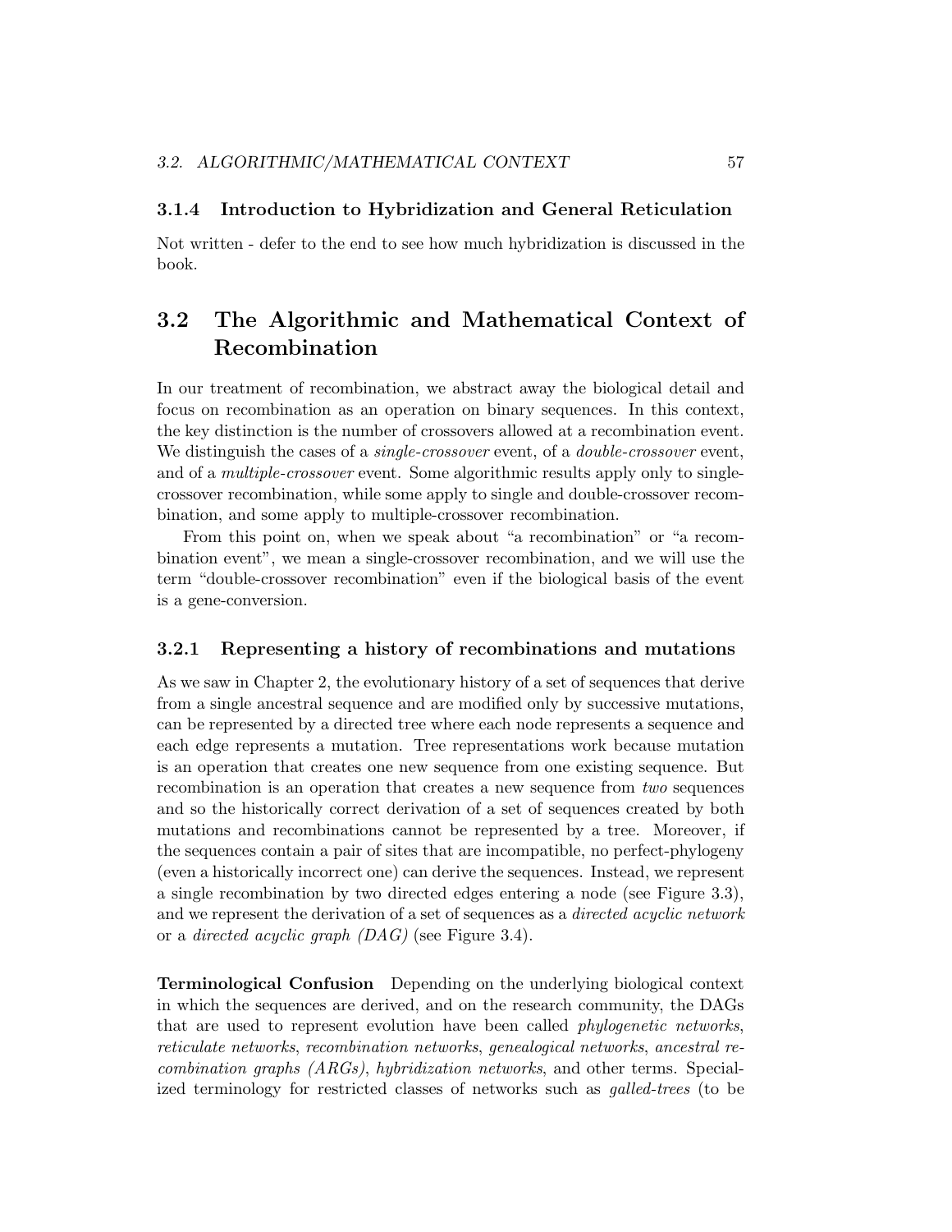### 3.1.4 Introduction to Hybridization and General Reticulation

Not written - defer to the end to see how much hybridization is discussed in the book.

## 3.2 The Algorithmic and Mathematical Context of Recombination

In our treatment of recombination, we abstract away the biological detail and focus on recombination as an operation on binary sequences. In this context, the key distinction is the number of crossovers allowed at a recombination event. We distinguish the cases of a *single-crossover* event, of a *double-crossover* event, and of a *multiple-crossover* event. Some algorithmic results apply only to single-crossover recombination, while some apply to single and double-crossover recombination, and some apply to multiple-crossover recombination.

From this point on, when we speak about "a recombination" or "a recombination event", we mean a single-crossover recombination, and we will use the term "double-crossover recombination" even if the biological basis of the event is a gene-conversion.

### 3.2.1 Representing a history of recombinations and mutations

As we saw in Chapter 2, the evolutionary history of a set of sequences that derive from a single ancestral sequence and are modified only by successive mutations, can be represented by a directed tree where each node represents a sequence and each edge represents a mutation. Tree representations work because mutation is an operation that creates one new sequence from one existing sequence. But recombination is an operation that creates a new sequence from *two* sequences and so the historically correct derivation of a set of sequences created by both mutations and recombinations cannot be represented by a tree. Moreover, if the sequences contain a pair of sites that are incompatible, no perfect-phylogeny (even a historically incorrect one) can derive the sequences. Instead, we represent a single recombination by two directed edges entering a node (see Figure 3.3), and we represent the derivation of a set of sequences as a *directed acyclic network* or a *directed acyclic graph (DAG)* (see Figure 3.4).

**Terminological Confusion** Depending on the underlying biological context in which the sequences are derived, and on the research community, the DAGs that are used to represent evolution have been called *phylogenetic networks*, *reticulate networks*, *recombination networks*, *genealogical networks*, *ancestral recombination graphs (ARGs)*, *hybridization networks*, and other terms. Specialized terminology for restricted classes of networks such as *galled-trees* (to be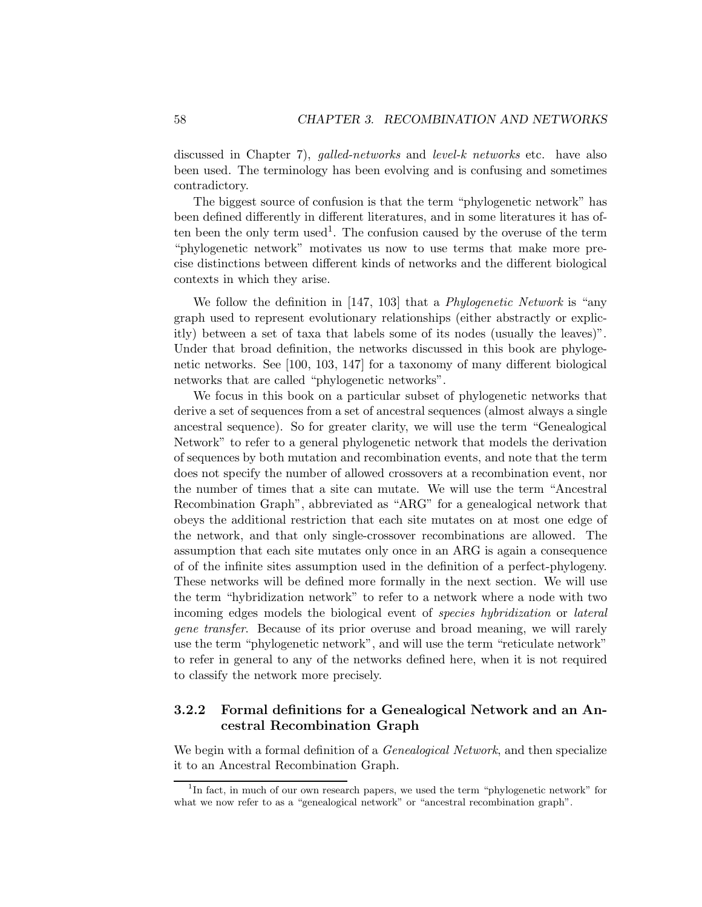discussed in Chapter 7), *galled-networks* and *level-k networks* etc. have also been used. The terminology has been evolving and is confusing and sometimes contradictory.

The biggest source of confusion is that the term "phylogenetic network" has been defined differently in different literatures, and in some literatures it has often been the only term used[1]. The confusion caused by the overuse of the term "phylogenetic network" motivates us now to use terms that make more precise distinctions between different kinds of networks and the different biological contexts in which they arise.

We follow the definition in [147, 103] that a *Phylogenetic Network* is "any graph used to represent evolutionary relationships (either abstractly or explicitly) between a set of taxa that labels some of its nodes (usually the leaves)". Under that broad definition, the networks discussed in this book are phylogenetic networks. See [100, 103, 147] for a taxonomy of many different biological networks that are called "phylogenetic networks".

We focus in this book on a particular subset of phylogenetic networks that derive a set of sequences from a set of ancestral sequences (almost always a single ancestral sequence). So for greater clarity, we will use the term "Genealogical Network" to refer to a general phylogenetic network that models the derivation of sequences by both mutation and recombination events, and note that the term does not specify the number of allowed crossovers at a recombination event, nor the number of times that a site can mutate. We will use the term "Ancestral Recombination Graph", abbreviated as "ARG" for a genealogical network that obeys the additional restriction that each site mutates on at most one edge of the network, and that only single-crossover recombinations are allowed. The assumption that each site mutates only once in an ARG is again a consequence of of the infinite sites assumption used in the definition of a perfect-phylogeny. These networks will be defined more formally in the next section. We will use the term "hybridization network" to refer to a network where a node with two incoming edges models the biological event of *species hybridization* or *lateral gene transfer*. Because of its prior overuse and broad meaning, we will rarely use the term "phylogenetic network", and will use the term "reticulate network" to refer in general to any of the networks defined here, when it is not required to classify the network more precisely.

### 3.2.2 Formal definitions for a Genealogical Network and an Ancestral Recombination Graph

We begin with a formal definition of a *Genealogical Network*, and then specialize it to an Ancestral Recombination Graph.

[1] In fact, in much of our own research papers, we used the term "phylogenetic network" for what we now refer to as a "genealogical network" or "ancestral recombination graph".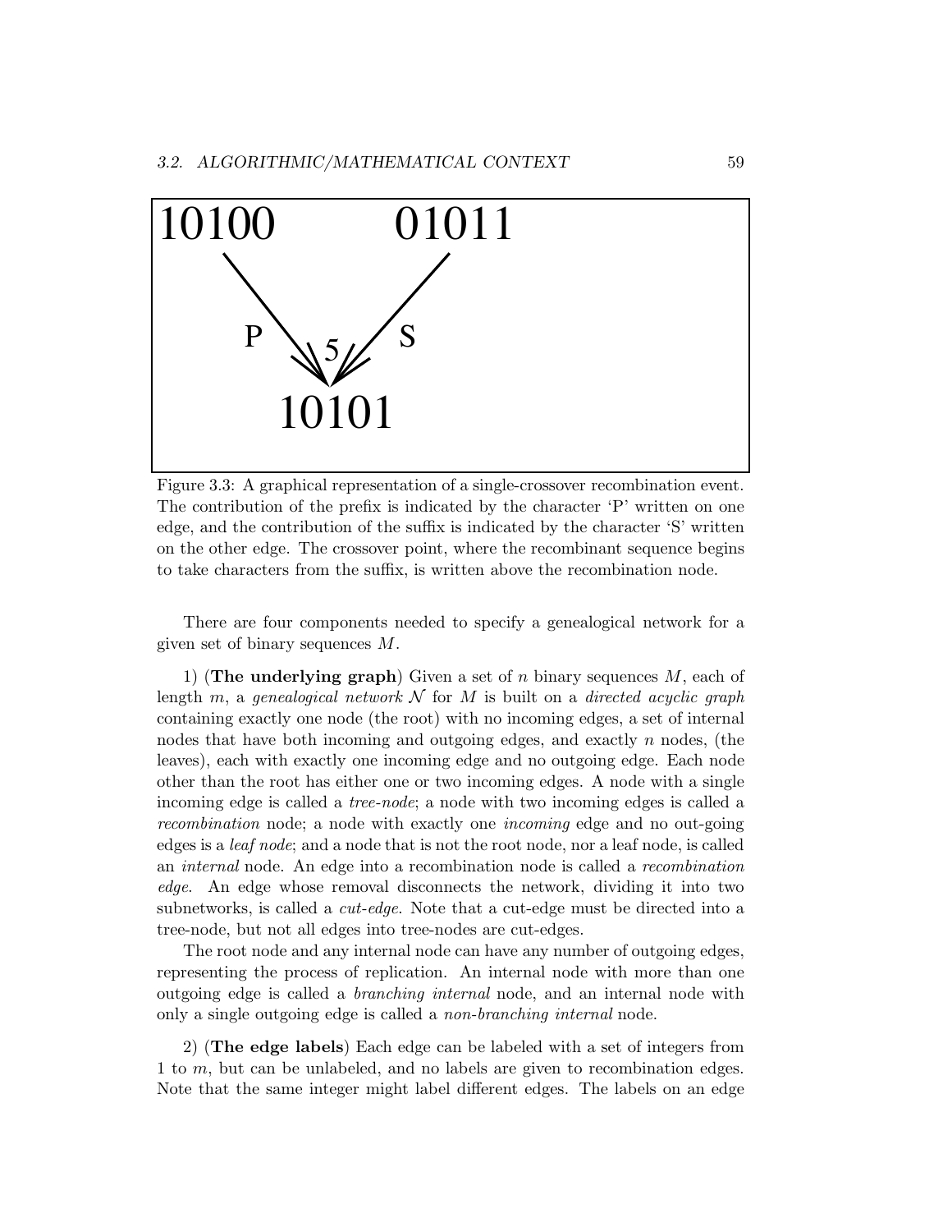Figure 3.3: A graphical representation of a single-crossover recombination event. The contribution of the prefix is indicated by the character 'P' written on one edge, and the contribution of the suffix is indicated by the character 'S' written on the other edge. The crossover point, where the recombinant sequence begins to take characters from the suffix, is written above the recombination node.

There are four components needed to specify a genealogical network for a given set of binary sequences $M$.

1) (**The underlying graph**) Given a set of $n$ binary sequences $M$, each of length $m$, a *genealogical network* $\mathcal{N}$ for $M$ is built on a *directed acyclic graph* containing exactly one node (the root) with no incoming edges, a set of internal nodes that have both incoming and outgoing edges, and exactly $n$ nodes, (the leaves), each with exactly one incoming edge and no outgoing edge. Each node other than the root has either one or two incoming edges. A node with a single incoming edge is called a *tree-node*; a node with two incoming edges is called a *recombination* node; a node with exactly one *incoming* edge and no out-going edges is a *leaf node*; and a node that is not the root node, nor a leaf node, is called an *internal* node. An edge into a recombination node is called a *recombination edge*. An edge whose removal disconnects the network, dividing it into two subnetworks, is called a *cut-edge*. Note that a cut-edge must be directed into a tree-node, but not all edges into tree-nodes are cut-edges.

The root node and any internal node can have any number of outgoing edges, representing the process of replication. An internal node with more than one outgoing edge is called a *branching internal* node, and an internal node with only a single outgoing edge is called a *non-branching internal* node.

2) (**The edge labels**) Each edge can be labeled with a set of integers from 1 to $m$, but can be unlabeled, and no labels are given to recombination edges. Note that the same integer might label different edges. The labels on an edge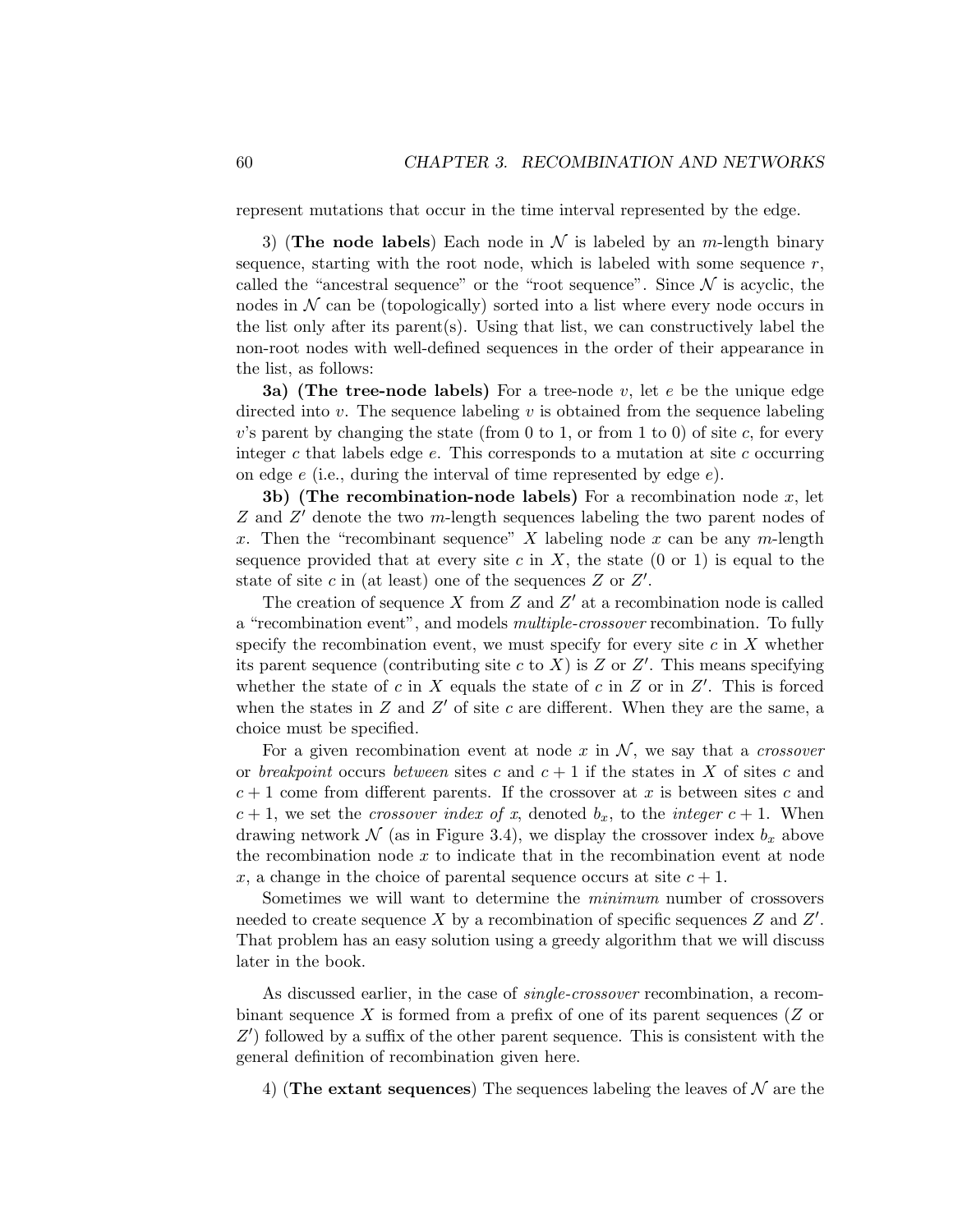represent mutations that occur in the time interval represented by the edge.

3) (**The node labels**) Each node in $\mathcal{N}$ is labeled by an $m$-length binary sequence, starting with the root node, which is labeled with some sequence $r$, called the "ancestral sequence" or the "root sequence". Since $\mathcal{N}$ is acyclic, the nodes in $\mathcal{N}$ can be (topologically) sorted into a list where every node occurs in the list only after its parent(s). Using that list, we can constructively label the non-root nodes with well-defined sequences in the order of their appearance in the list, as follows:

**3a) (The tree-node labels)** For a tree-node $v$, let $e$ be the unique edge directed into $v$. The sequence labeling $v$ is obtained from the sequence labeling $v$'s parent by changing the state (from 0 to 1, or from 1 to 0) of site $c$, for every integer $c$ that labels edge $e$. This corresponds to a mutation at site $c$ occurring on edge $e$ (i.e., during the interval of time represented by edge $e$).

**3b) (The recombination-node labels)** For a recombination node $x$, let $Z$ and $Z'$ denote the two $m$-length sequences labeling the two parent nodes of $x$. Then the "recombinant sequence" $X$ labeling node $x$ can be any $m$-length sequence provided that at every site $c$ in $X$, the state (0 or 1) is equal to the state of site $c$ in (at least) one of the sequences $Z$ or $Z'$.

The creation of sequence $X$ from $Z$ and $Z'$ at a recombination node is called a "recombination event", and models *multiple-crossover* recombination. To fully specify the recombination event, we must specify for every site $c$ in $X$ whether its parent sequence (contributing site $c$ to $X$) is $Z$ or $Z'$. This means specifying whether the state of $c$ in $X$ equals the state of $c$ in $Z$ or in $Z'$. This is forced when the states in $Z$ and $Z'$ of site $c$ are different. When they are the same, a choice must be specified.

For a given recombination event at node $x$ in $\mathcal{N}$, we say that a *crossover* or *breakpoint* occurs *between* sites $c$ and $c+1$ if the states in $X$ of sites $c$ and $c+1$ come from different parents. If the crossover at $x$ is between sites $c$ and $c+1$, we set the *crossover index of* $x$, denoted $b_x$, to the *integer* $c+1$. When drawing network $\mathcal{N}$ (as in Figure 3.4), we display the crossover index $b_x$ above the recombination node $x$ to indicate that in the recombination event at node $x$, a change in the choice of parental sequence occurs at site $c+1$.

Sometimes we will want to determine the *minimum* number of crossovers needed to create sequence $X$ by a recombination of specific sequences $Z$ and $Z'$. That problem has an easy solution using a greedy algorithm that we will discuss later in the book.

As discussed earlier, in the case of *single-crossover* recombination, a recombinant sequence $X$ is formed from a prefix of one of its parent sequences ($Z$ or $Z'$) followed by a suffix of the other parent sequence. This is consistent with the general definition of recombination given here.

4) (**The extant sequences**) The sequences labeling the leaves of $\mathcal{N}$ are the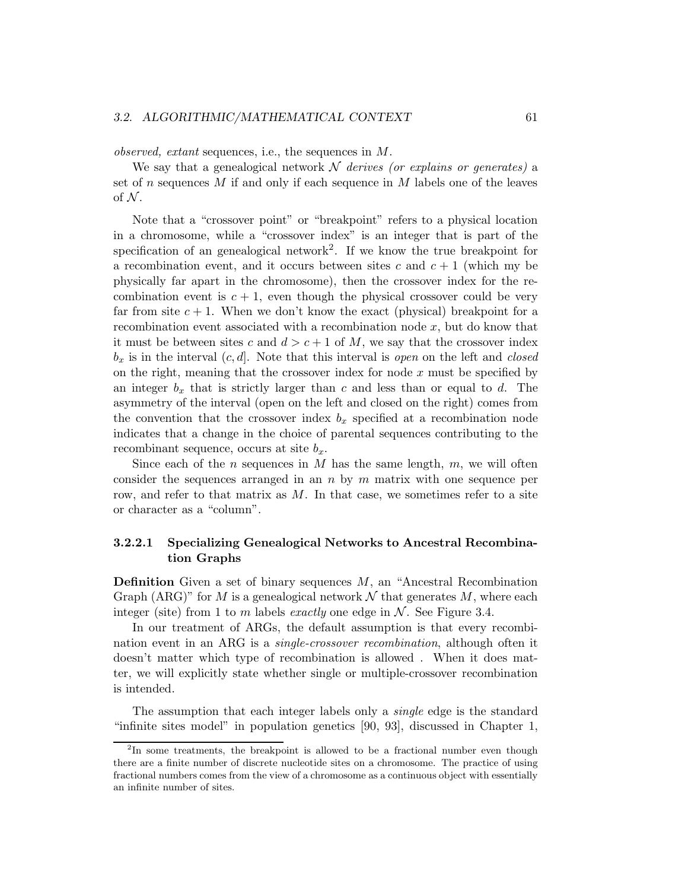*observed, extant* sequences, i.e., the sequences in $M$.

We say that a genealogical network $\mathcal{N}$ *derives (or explains or generates)* a set of $n$ sequences $M$ if and only if each sequence in $M$ labels one of the leaves of $\mathcal{N}$.

Note that a "crossover point" or "breakpoint" refers to a physical location in a chromosome, while a "crossover index" is an integer that is part of the specification of an genealogical network[2]. If we know the true breakpoint for a recombination event, and it occurs between sites $c$ and $c+1$ (which my be physically far apart in the chromosome), then the crossover index for the recombination event is $c+1$, even though the physical crossover could be very far from site $c+1$. When we don't know the exact (physical) breakpoint for a recombination event associated with a recombination node $x$, but do know that it must be between sites $c$ and $d > c+1$ of $M$, we say that the crossover index $b_x$ is in the interval $(c, d]$. Note that this interval is *open* on the left and *closed* on the right, meaning that the crossover index for node $x$ must be specified by an integer $b_x$ that is strictly larger than $c$ and less than or equal to $d$. The asymmetry of the interval (open on the left and closed on the right) comes from the convention that the crossover index $b_x$ specified at a recombination node indicates that a change in the choice of parental sequences contributing to the recombinant sequence, occurs at site $b_x$.

Since each of the $n$ sequences in $M$ has the same length, $m$, we will often consider the sequences arranged in an $n$ by $m$ matrix with one sequence per row, and refer to that matrix as $M$. In that case, we sometimes refer to a site or character as a "column".

#### 3.2.2.1 Specializing Genealogical Networks to Ancestral Recombination Graphs

**Definition** Given a set of binary sequences $M$, an "Ancestral Recombination Graph (ARG)" for $M$ is a genealogical network $\mathcal{N}$ that generates $M$, where each integer (site) from 1 to $m$ labels *exactly* one edge in $\mathcal{N}$. See Figure 3.4.

In our treatment of ARGs, the default assumption is that every recombination event in an ARG is a *single-crossover recombination*, although often it doesn't matter which type of recombination is allowed . When it does matter, we will explicitly state whether single or multiple-crossover recombination is intended.

The assumption that each integer labels only a *single* edge is the standard "infinite sites model" in population genetics [90, 93], discussed in Chapter 1,

[2] In some treatments, the breakpoint is allowed to be a fractional number even though there are a finite number of discrete nucleotide sites on a chromosome. The practice of using fractional numbers comes from the view of a chromosome as a continuous object with essentially an infinite number of sites.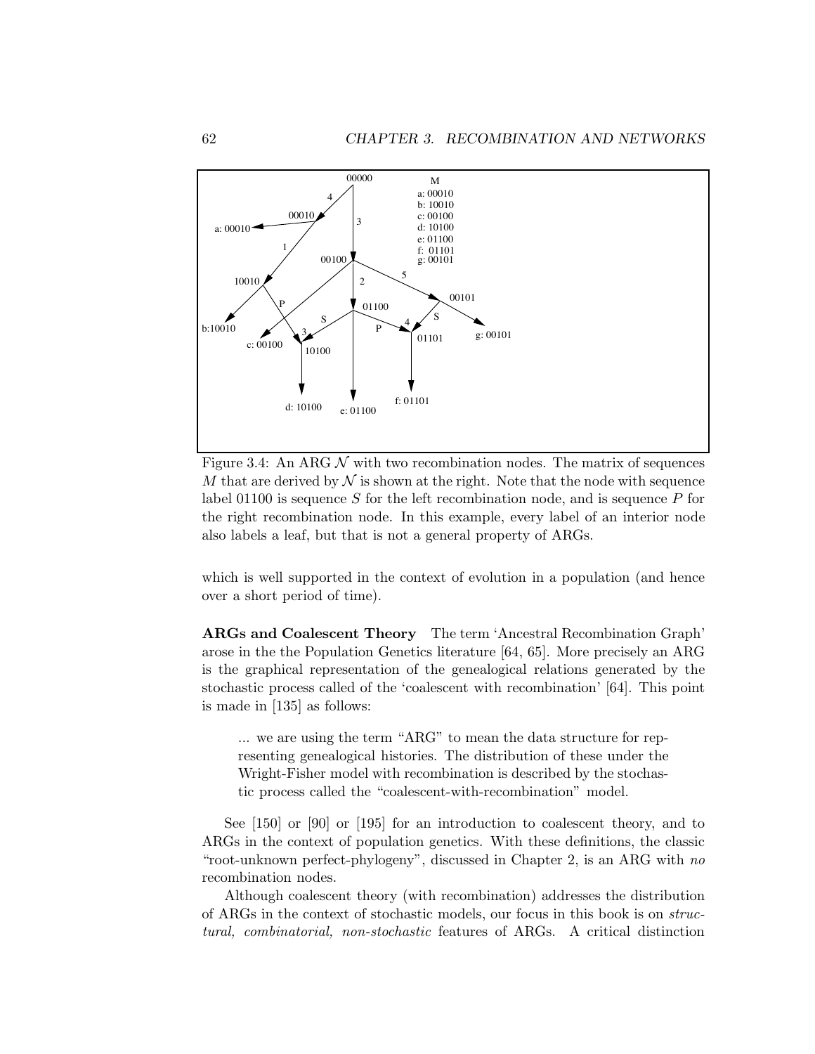Figure 3.4: An ARG $\mathcal{N}$ with two recombination nodes. The matrix of sequences $M$ that are derived by $\mathcal{N}$ is shown at the right. Note that the node with sequence label 01100 is sequence $S$ for the left recombination node, and is sequence $P$ for the right recombination node. In this example, every label of an interior node also labels a leaf, but that is not a general property of ARGs.

which is well supported in the context of evolution in a population (and hence over a short period of time).

**ARGs and Coalescent Theory** The term 'Ancestral Recombination Graph' arose in the the Population Genetics literature [64, 65]. More precisely an ARG is the graphical representation of the genealogical relations generated by the stochastic process called of the 'coalescent with recombination' [64]. This point is made in [135] as follows:

> ... we are using the term "ARG" to mean the data structure for representing genealogical histories. The distribution of these under the Wright-Fisher model with recombination is described by the stochastic process called the "coalescent-with-recombination" model.

See [150] or [90] or [195] for an introduction to coalescent theory, and to ARGs in the context of population genetics. With these definitions, the classic "root-unknown perfect-phylogeny", discussed in Chapter 2, is an ARG with *no* recombination nodes.

Although coalescent theory (with recombination) addresses the distribution of ARGs in the context of stochastic models, our focus in this book is on *structural, combinatorial, non-stochastic* features of ARGs. A critical distinction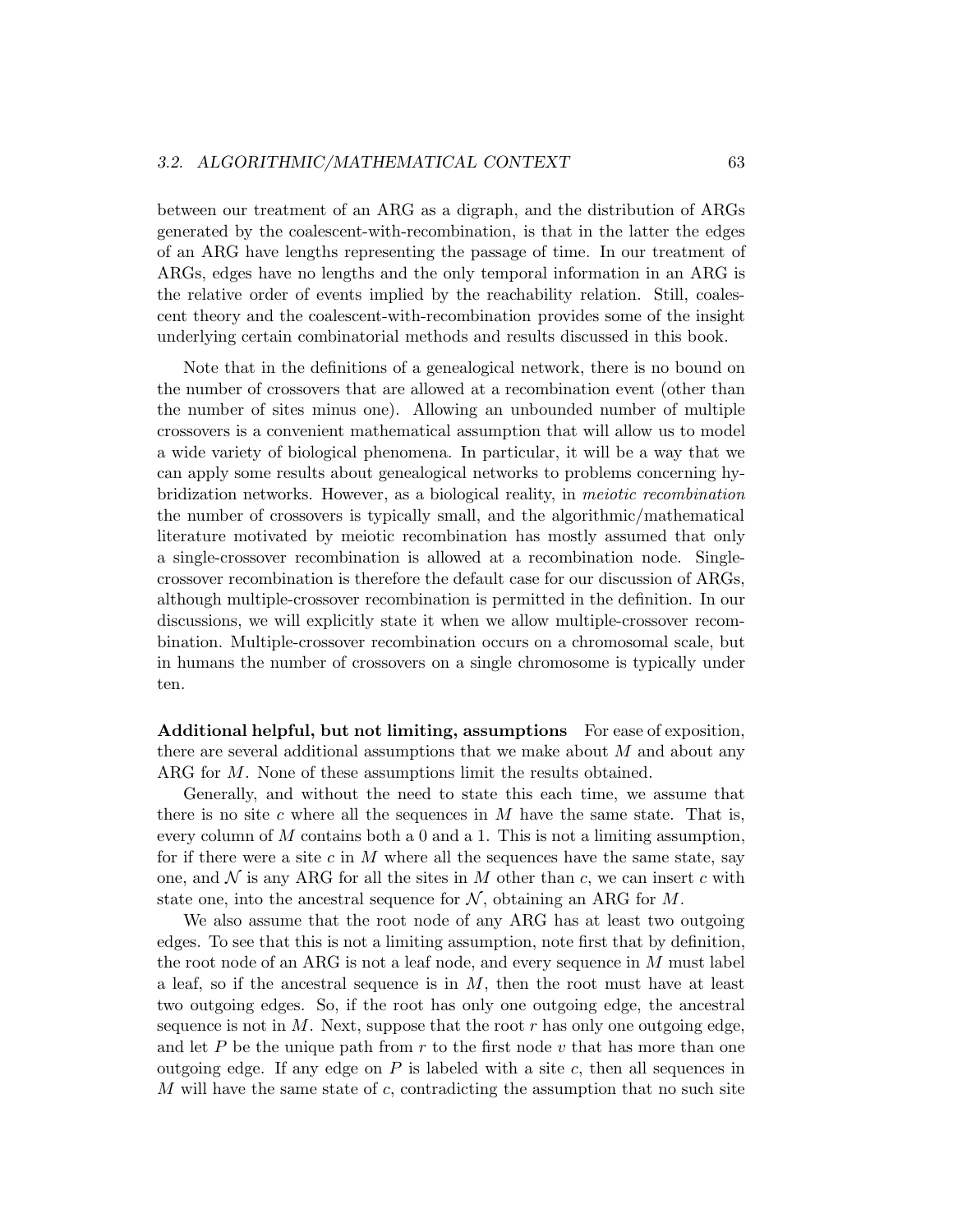between our treatment of an ARG as a digraph, and the distribution of ARGs generated by the coalescent-with-recombination, is that in the latter the edges of an ARG have lengths representing the passage of time. In our treatment of ARGs, edges have no lengths and the only temporal information in an ARG is the relative order of events implied by the reachability relation. Still, coalescent theory and the coalescent-with-recombination provides some of the insight underlying certain combinatorial methods and results discussed in this book.

Note that in the definitions of a genealogical network, there is no bound on the number of crossovers that are allowed at a recombination event (other than the number of sites minus one). Allowing an unbounded number of multiple crossovers is a convenient mathematical assumption that will allow us to model a wide variety of biological phenomena. In particular, it will be a way that we can apply some results about genealogical networks to problems concerning hybridization networks. However, as a biological reality, in *meiotic recombination* the number of crossovers is typically small, and the algorithmic/mathematical literature motivated by meiotic recombination has mostly assumed that only a single-crossover recombination is allowed at a recombination node. Single-crossover recombination is therefore the default case for our discussion of ARGs, although multiple-crossover recombination is permitted in the definition. In our discussions, we will explicitly state it when we allow multiple-crossover recombination. Multiple-crossover recombination occurs on a chromosomal scale, but in humans the number of crossovers on a single chromosome is typically under ten.

**Additional helpful, but not limiting, assumptions** For ease of exposition, there are several additional assumptions that we make about $M$ and about any ARG for $M$. None of these assumptions limit the results obtained.

Generally, and without the need to state this each time, we assume that there is no site $c$ where all the sequences in $M$ have the same state. That is, every column of $M$ contains both a 0 and a 1. This is not a limiting assumption, for if there were a site $c$ in $M$ where all the sequences have the same state, say one, and $\mathcal{N}$ is any ARG for all the sites in $M$ other than $c$, we can insert $c$ with state one, into the ancestral sequence for $\mathcal{N}$, obtaining an ARG for $M$.

We also assume that the root node of any ARG has at least two outgoing edges. To see that this is not a limiting assumption, note first that by definition, the root node of an ARG is not a leaf node, and every sequence in $M$ must label a leaf, so if the ancestral sequence is in $M$, then the root must have at least two outgoing edges. So, if the root has only one outgoing edge, the ancestral sequence is not in $M$. Next, suppose that the root $r$ has only one outgoing edge, and let $P$ be the unique path from $r$ to the first node $v$ that has more than one outgoing edge. If any edge on $P$ is labeled with a site $c$, then all sequences in $M$ will have the same state of $c$, contradicting the assumption that no such site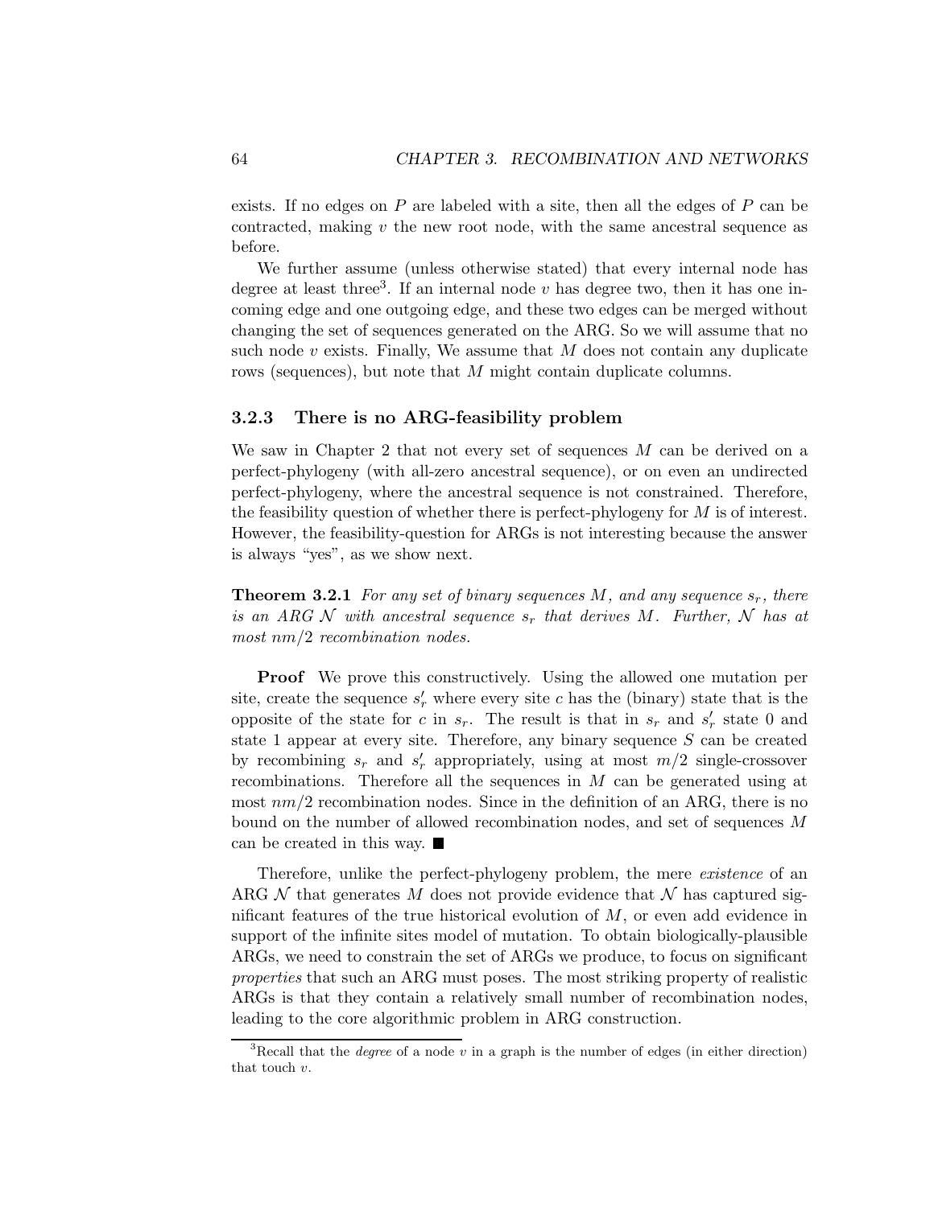exists. If no edges on $P$ are labeled with a site, then all the edges of $P$ can be contracted, making $v$ the new root node, with the same ancestral sequence as before.

We further assume (unless otherwise stated) that every internal node has degree at least three[3]. If an internal node $v$ has degree two, then it has one incoming edge and one outgoing edge, and these two edges can be merged without changing the set of sequences generated on the ARG. So we will assume that no such node $v$ exists. Finally, We assume that $M$ does not contain any duplicate rows (sequences), but note that $M$ might contain duplicate columns.

### 3.2.3 There is no ARG-feasibility problem

We saw in Chapter 2 that not every set of sequences $M$ can be derived on a perfect-phylogeny (with all-zero ancestral sequence), or on even an undirected perfect-phylogeny, where the ancestral sequence is not constrained. Therefore, the feasibility question of whether there is perfect-phylogeny for $M$ is of interest. However, the feasibility-question for ARGs is not interesting because the answer is always "yes", as we show next.

**Theorem 3.2.1** *For any set of binary sequences $M$, and any sequence $s_r$, there is an ARG $\mathcal{N}$ with ancestral sequence $s_r$ that derives $M$. Further, $\mathcal{N}$ has at most $nm/2$ recombination nodes.*

**Proof** We prove this constructively. Using the allowed one mutation per site, create the sequence $s'_r$ where every site $c$ has the (binary) state that is the opposite of the state for $c$ in $s_r$. The result is that in $s_r$ and $s'_r$ state 0 and state 1 appear at every site. Therefore, any binary sequence $S$ can be created by recombining $s_r$ and $s'_r$ appropriately, using at most $m/2$ single-crossover recombinations. Therefore all the sequences in $M$ can be generated using at most $nm/2$ recombination nodes. Since in the definition of an ARG, there is no bound on the number of allowed recombination nodes, and set of sequences $M$ can be created in this way. ■

Therefore, unlike the perfect-phylogeny problem, the mere *existence* of an ARG $\mathcal{N}$ that generates $M$ does not provide evidence that $\mathcal{N}$ has captured significant features of the true historical evolution of $M$, or even add evidence in support of the infinite sites model of mutation. To obtain biologically-plausible ARGs, we need to constrain the set of ARGs we produce, to focus on significant *properties* that such an ARG must poses. The most striking property of realistic ARGs is that they contain a relatively small number of recombination nodes, leading to the core algorithmic problem in ARG construction.

[3] Recall that the *degree* of a node $v$ in a graph is the number of edges (in either direction) that touch $v$.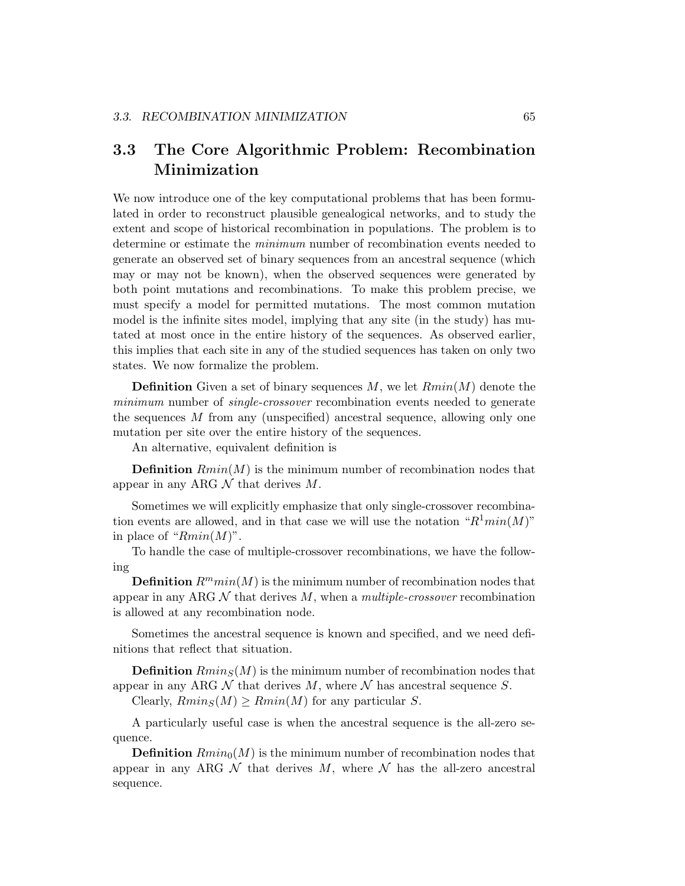## 3.3 The Core Algorithmic Problem: Recombination Minimization

We now introduce one of the key computational problems that has been formulated in order to reconstruct plausible genealogical networks, and to study the extent and scope of historical recombination in populations. The problem is to determine or estimate the *minimum* number of recombination events needed to generate an observed set of binary sequences from an ancestral sequence (which may or may not be known), when the observed sequences were generated by both point mutations and recombinations. To make this problem precise, we must specify a model for permitted mutations. The most common mutation model is the infinite sites model, implying that any site (in the study) has mutated at most once in the entire history of the sequences. As observed earlier, this implies that each site in any of the studied sequences has taken on only two states. We now formalize the problem.

**Definition** Given a set of binary sequences $M$, we let $Rmin(M)$ denote the *minimum* number of *single-crossover* recombination events needed to generate the sequences $M$ from any (unspecified) ancestral sequence, allowing only one mutation per site over the entire history of the sequences.

An alternative, equivalent definition is

**Definition** $Rmin(M)$ is the minimum number of recombination nodes that appear in any ARG $\mathcal{N}$ that derives $M$.

Sometimes we will explicitly emphasize that only single-crossover recombination events are allowed, and in that case we will use the notation "$R^1min(M)$" in place of "$Rmin(M)$".

To handle the case of multiple-crossover recombinations, we have the following

**Definition** $R^m min(M)$ is the minimum number of recombination nodes that appear in any ARG $\mathcal{N}$ that derives $M$, when a *multiple-crossover* recombination is allowed at any recombination node.

Sometimes the ancestral sequence is known and specified, and we need definitions that reflect that situation.

**Definition** $Rmin_S(M)$ is the minimum number of recombination nodes that appear in any ARG $\mathcal{N}$ that derives $M$, where $\mathcal{N}$ has ancestral sequence $S$.

Clearly, $Rmin_S(M) \geq Rmin(M)$ for any particular $S$.

A particularly useful case is when the ancestral sequence is the all-zero sequence.

**Definition** $Rmin_0(M)$ is the minimum number of recombination nodes that appear in any ARG $\mathcal{N}$ that derives $M$, where $\mathcal{N}$ has the all-zero ancestral sequence.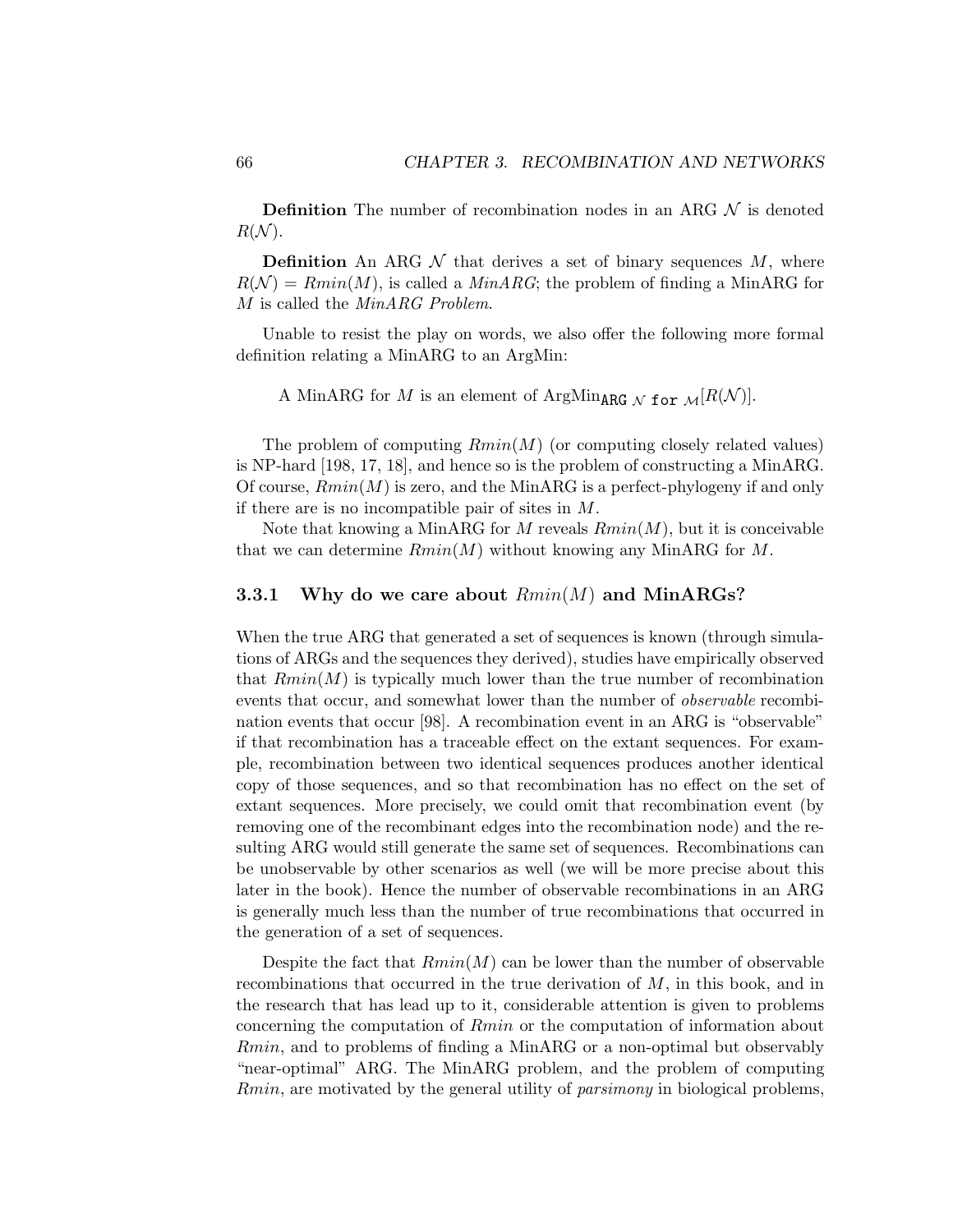**Definition** The number of recombination nodes in an ARG $\mathcal{N}$ is denoted $R(\mathcal{N})$.

**Definition** An ARG $\mathcal{N}$ that derives a set of binary sequences $M$, where $R(\mathcal{N}) = Rmin(M)$, is called a *MinARG*; the problem of finding a MinARG for $M$ is called the *MinARG Problem*.

Unable to resist the play on words, we also offer the following more formal definition relating a MinARG to an ArgMin:

A MinARG for $M$ is an element of $\text{ArgMin}_{\texttt{ARG}\ \mathcal{N}\ \texttt{for}\ \mathcal{M}}[R(\mathcal{N})]$.

The problem of computing $Rmin(M)$ (or computing closely related values) is NP-hard [198, 17, 18], and hence so is the problem of constructing a MinARG. Of course, $Rmin(M)$ is zero, and the MinARG is a perfect-phylogeny if and only if there is no incompatible pair of sites in $M$.

Note that knowing a MinARG for $M$ reveals $Rmin(M)$, but it is conceivable that we can determine $Rmin(M)$ without knowing any MinARG for $M$.

### 3.3.1 Why do we care about $Rmin(M)$ and MinARGs?

When the true ARG that generated a set of sequences is known (through simulations of ARGs and the sequences they derived), studies have empirically observed that $Rmin(M)$ is typically much lower than the true number of recombination events that occur, and somewhat lower than the number of *observable* recombination events that occur [98]. A recombination event in an ARG is "observable" if that recombination has a traceable effect on the extant sequences. For example, recombination between two identical sequences produces another identical copy of those sequences, and so that recombination has no effect on the set of extant sequences. More precisely, we could omit that recombination event (by removing one of the recombinant edges into the recombination node) and the resulting ARG would still generate the same set of sequences. Recombinations can be unobservable by other scenarios as well (we will be more precise about this later in the book). Hence the number of observable recombinations in an ARG is generally much less than the number of true recombinations that occurred in the generation of a set of sequences.

Despite the fact that $Rmin(M)$ can be lower than the number of observable recombinations that occurred in the true derivation of $M$, in this book, and in the research that has lead up to it, considerable attention is given to problems concerning the computation of *Rmin* or the computation of information about *Rmin*, and to problems of finding a MinARG or a non-optimal but observably "near-optimal" ARG. The MinARG problem, and the problem of computing *Rmin*, are motivated by the general utility of *parsimony* in biological problems,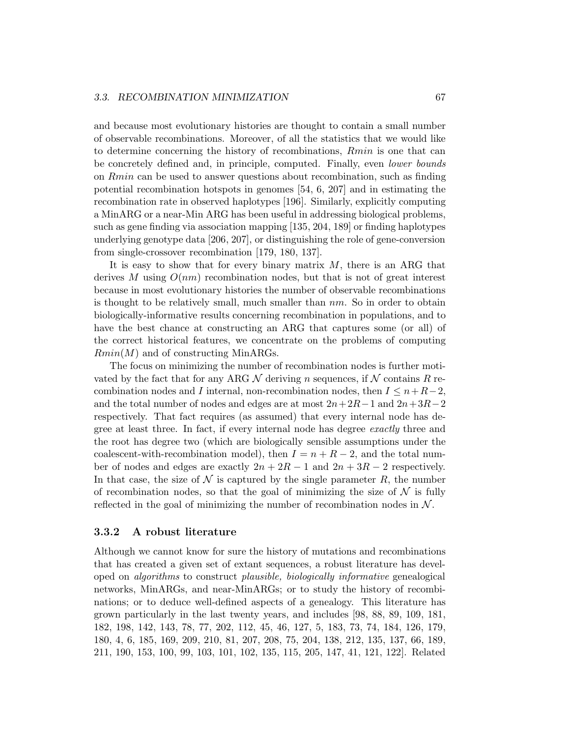and because most evolutionary histories are thought to contain a small number of observable recombinations. Moreover, of all the statistics that we would like to determine concerning the history of recombinations, *Rmin* is one that can be concretely defined and, in principle, computed. Finally, even *lower bounds* on *Rmin* can be used to answer questions about recombination, such as finding potential recombination hotspots in genomes [54, 6, 207] and in estimating the recombination rate in observed haplotypes [196]. Similarly, explicitly computing a MinARG or a near-Min ARG has been useful in addressing biological problems, such as gene finding via association mapping [135, 204, 189] or finding haplotypes underlying genotype data [206, 207], or distinguishing the role of gene-conversion from single-crossover recombination [179, 180, 137].

It is easy to show that for every binary matrix $M$, there is an ARG that derives $M$ using $O(nm)$ recombination nodes, but that is not of great interest because in most evolutionary histories the number of observable recombinations is thought to be relatively small, much smaller than $nm$. So in order to obtain biologically-informative results concerning recombination in populations, and to have the best chance at constructing an ARG that captures some (or all) of the correct historical features, we concentrate on the problems of computing $Rmin(M)$ and of constructing MinARGs.

The focus on minimizing the number of recombination nodes is further motivated by the fact that for any ARG $\mathcal{N}$ deriving $n$ sequences, if $\mathcal{N}$ contains $R$ recombination nodes and $I$ internal, non-recombination nodes, then $I \leq n + R - 2$, and the total number of nodes and edges are at most $2n + 2R - 1$ and $2n + 3R - 2$ respectively. That fact requires (as assumed) that every internal node has degree at least three. In fact, if every internal node has degree *exactly* three and the root has degree two (which are biologically sensible assumptions under the coalescent-with-recombination model), then $I = n + R - 2$, and the total number of nodes and edges are exactly $2n + 2R - 1$ and $2n + 3R - 2$ respectively. In that case, the size of $\mathcal{N}$ is captured by the single parameter $R$, the number of recombination nodes, so that the goal of minimizing the size of $\mathcal{N}$ is fully reflected in the goal of minimizing the number of recombination nodes in $\mathcal{N}$.

### 3.3.2 A robust literature

Although we cannot know for sure the history of mutations and recombinations that has created a given set of extant sequences, a robust literature has developed on *algorithms* to construct *plausible, biologically informative* genealogical networks, MinARGs, and near-MinARGs; or to study the history of recombinations; or to deduce well-defined aspects of a genealogy. This literature has grown particularly in the last twenty years, and includes [98, 88, 89, 109, 181, 182, 198, 142, 143, 78, 77, 202, 112, 45, 46, 127, 5, 183, 73, 74, 184, 126, 179, 180, 4, 6, 185, 169, 209, 210, 81, 207, 208, 75, 204, 138, 212, 135, 137, 66, 189, 211, 190, 153, 100, 99, 103, 101, 102, 135, 115, 205, 147, 41, 121, 122]. Related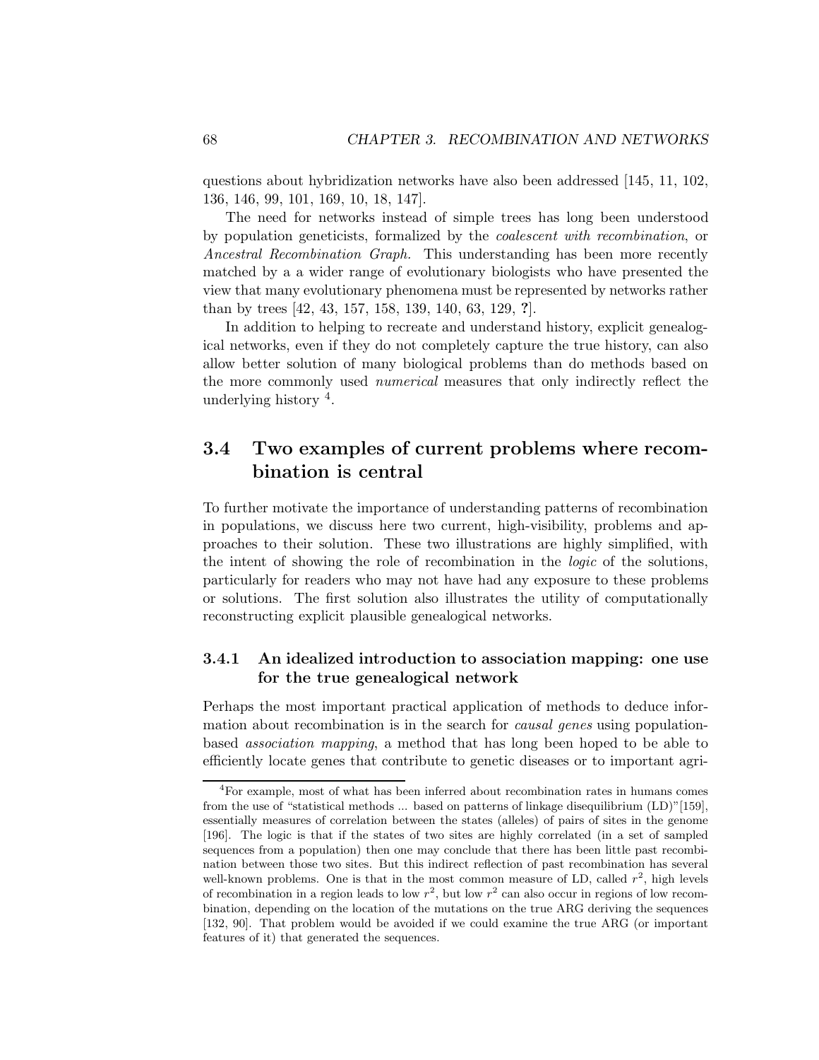questions about hybridization networks have also been addressed [145, 11, 102, 136, 146, 99, 101, 169, 10, 18, 147].

The need for networks instead of simple trees has long been understood by population geneticists, formalized by the *coalescent with recombination*, or *Ancestral Recombination Graph*. This understanding has been more recently matched by a a wider range of evolutionary biologists who have presented the view that many evolutionary phenomena must be represented by networks rather than by trees [42, 43, 157, 158, 139, 140, 63, 129, **?**].

In addition to helping to recreate and understand history, explicit genealogical networks, even if they do not completely capture the true history, can also allow better solution of many biological problems than do methods based on the more commonly used *numerical* measures that only indirectly reflect the underlying history [4].

## 3.4 Two examples of current problems where recombination is central

To further motivate the importance of understanding patterns of recombination in populations, we discuss here two current, high-visibility, problems and approaches to their solution. These two illustrations are highly simplified, with the intent of showing the role of recombination in the *logic* of the solutions, particularly for readers who may not have had any exposure to these problems or solutions. The first solution also illustrates the utility of computationally reconstructing explicit plausible genealogical networks.

### 3.4.1 An idealized introduction to association mapping: one use for the true genealogical network

Perhaps the most important practical application of methods to deduce information about recombination is in the search for *causal genes* using population-based *association mapping*, a method that has long been hoped to be able to efficiently locate genes that contribute to genetic diseases or to important agri-

---

[4] For example, most of what has been inferred about recombination rates in humans comes from the use of "statistical methods ... based on patterns of linkage disequilibrium (LD)"[159], essentially measures of correlation between the states (alleles) of pairs of sites in the genome [196]. The logic is that if the states of two sites are highly correlated (in a set of sampled sequences from a population) then one may conclude that there has been little past recombination between those two sites. But this indirect reflection of past recombination has several well-known problems. One is that in the most common measure of LD, called $r^2$, high levels of recombination in a region leads to low $r^2$, but low $r^2$ can also occur in regions of low recombination, depending on the location of the mutations on the true ARG deriving the sequences [132, 90]. That problem would be avoided if we could examine the true ARG (or important features of it) that generated the sequences.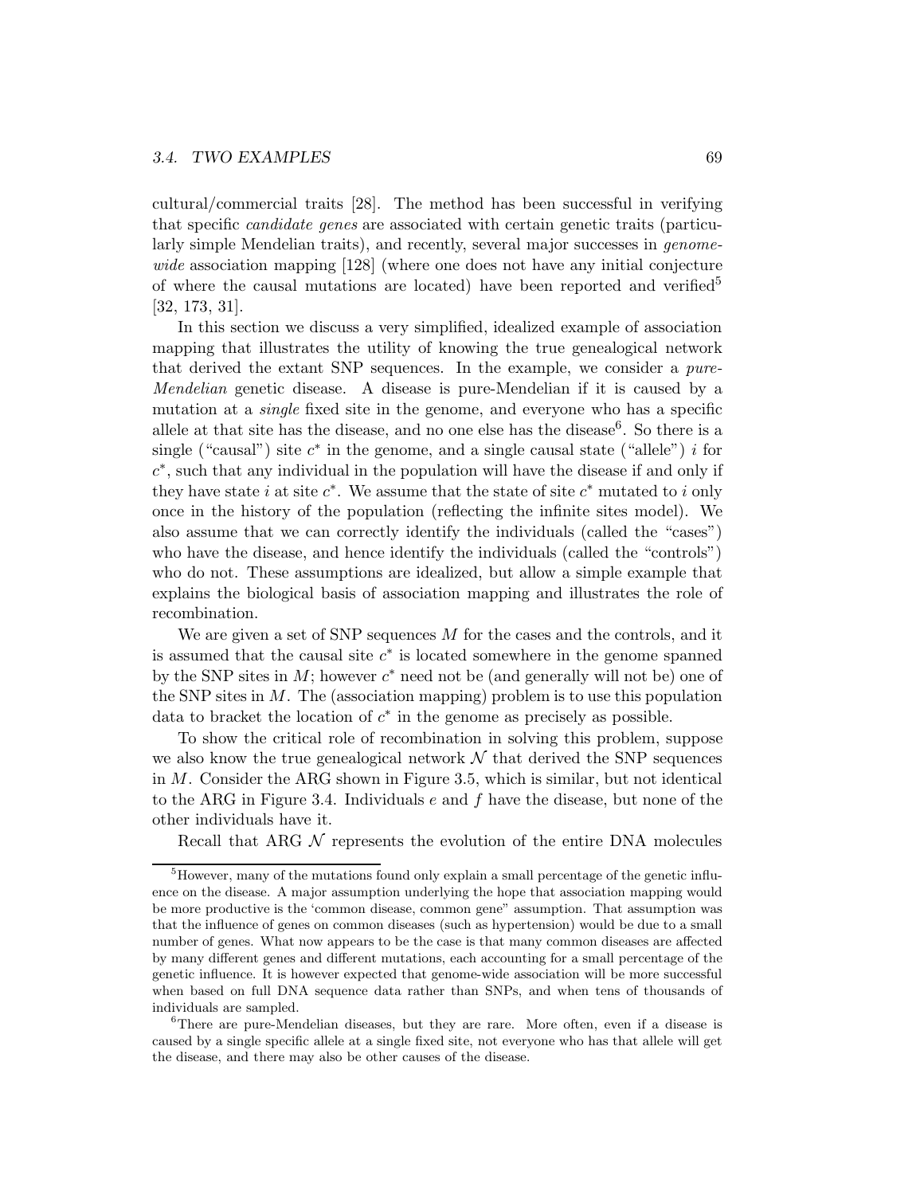cultural/commercial traits [28]. The method has been successful in verifying that specific *candidate genes* are associated with certain genetic traits (particularly simple Mendelian traits), and recently, several major successes in *genome-wide* association mapping [128] (where one does not have any initial conjecture of where the causal mutations are located) have been reported and verified[5] [32, 173, 31].

In this section we discuss a very simplified, idealized example of association mapping that illustrates the utility of knowing the true genealogical network that derived the extant SNP sequences. In the example, we consider a *pure-Mendelian* genetic disease. A disease is pure-Mendelian if it is caused by a mutation at a *single* fixed site in the genome, and everyone who has a specific allele at that site has the disease, and no one else has the disease[6]. So there is a single ("causal") site $c^*$ in the genome, and a single causal state ("allele") $i$ for $c^*$, such that any individual in the population will have the disease if and only if they have state $i$ at site $c^*$. We assume that the state of site $c^*$ mutated to $i$ only once in the history of the population (reflecting the infinite sites model). We also assume that we can correctly identify the individuals (called the "cases") who have the disease, and hence identify the individuals (called the "controls") who do not. These assumptions are idealized, but allow a simple example that explains the biological basis of association mapping and illustrates the role of recombination.

We are given a set of SNP sequences $M$ for the cases and the controls, and it is assumed that the causal site $c^*$ is located somewhere in the genome spanned by the SNP sites in $M$; however $c^*$ need not be (and generally will not be) one of the SNP sites in $M$. The (association mapping) problem is to use this population data to bracket the location of $c^*$ in the genome as precisely as possible.

To show the critical role of recombination in solving this problem, suppose we also know the true genealogical network $\mathcal{N}$ that derived the SNP sequences in $M$. Consider the ARG shown in Figure 3.5, which is similar, but not identical to the ARG in Figure 3.4. Individuals $e$ and $f$ have the disease, but none of the other individuals have it.

Recall that ARG $\mathcal{N}$ represents the evolution of the entire DNA molecules

---

[5] However, many of the mutations found only explain a small percentage of the genetic influence on the disease. A major assumption underlying the hope that association mapping would be more productive is the 'common disease, common gene" assumption. That assumption was that the influence of genes on common diseases (such as hypertension) would be due to a small number of genes. What now appears to be the case is that many common diseases are affected by many different genes and different mutations, each accounting for a small percentage of the genetic influence. It is however expected that genome-wide association will be more successful when based on full DNA sequence data rather than SNPs, and when tens of thousands of individuals are sampled.

[6] There are pure-Mendelian diseases, but they are rare. More often, even if a disease is caused by a single specific allele at a single fixed site, not everyone who has that allele will get the disease, and there may also be other causes of the disease.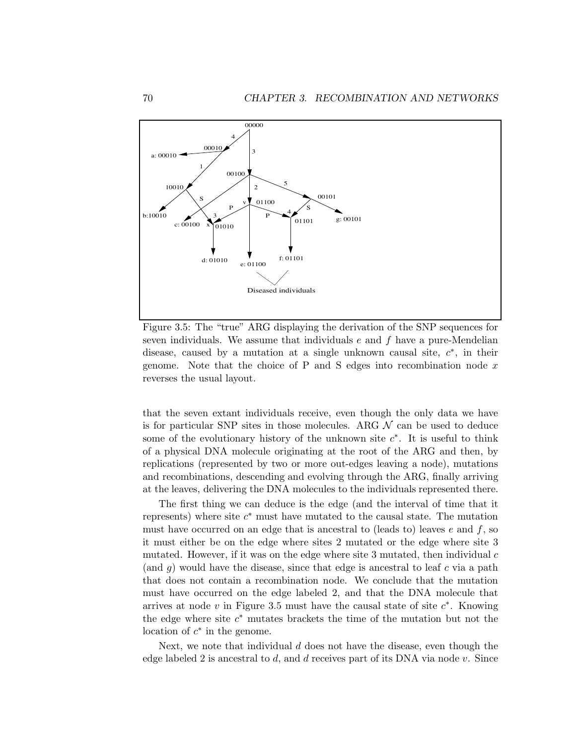Figure 3.5: The "true" ARG displaying the derivation of the SNP sequences for seven individuals. We assume that individuals $e$ and $f$ have a pure-Mendelian disease, caused by a mutation at a single unknown causal site, $c^*$, in their genome. Note that the choice of P and S edges into recombination node $x$ reverses the usual layout.

that the seven extant individuals receive, even though the only data we have is for particular SNP sites in those molecules. ARG $\mathcal{N}$ can be used to deduce some of the evolutionary history of the unknown site $c^*$. It is useful to think of a physical DNA molecule originating at the root of the ARG and then, by replications (represented by two or more out-edges leaving a node), mutations and recombinations, descending and evolving through the ARG, finally arriving at the leaves, delivering the DNA molecules to the individuals represented there.

The first thing we can deduce is the edge (and the interval of time that it represents) where site $c^*$ must have mutated to the causal state. The mutation must have occurred on an edge that is ancestral to (leads to) leaves $e$ and $f$, so it must either be on the edge where sites 2 mutated or the edge where site 3 mutated. However, if it was on the edge where site 3 mutated, then individual $c$ (and $g$) would have the disease, since that edge is ancestral to leaf $c$ via a path that does not contain a recombination node. We conclude that the mutation must have occurred on the edge labeled 2, and that the DNA molecule that arrives at node $v$ in Figure 3.5 must have the causal state of site $c^*$. Knowing the edge where site $c^*$ mutates brackets the time of the mutation but not the location of $c^*$ in the genome.

Next, we note that individual $d$ does not have the disease, even though the edge labeled 2 is ancestral to $d$, and $d$ receives part of its DNA via node $v$. Since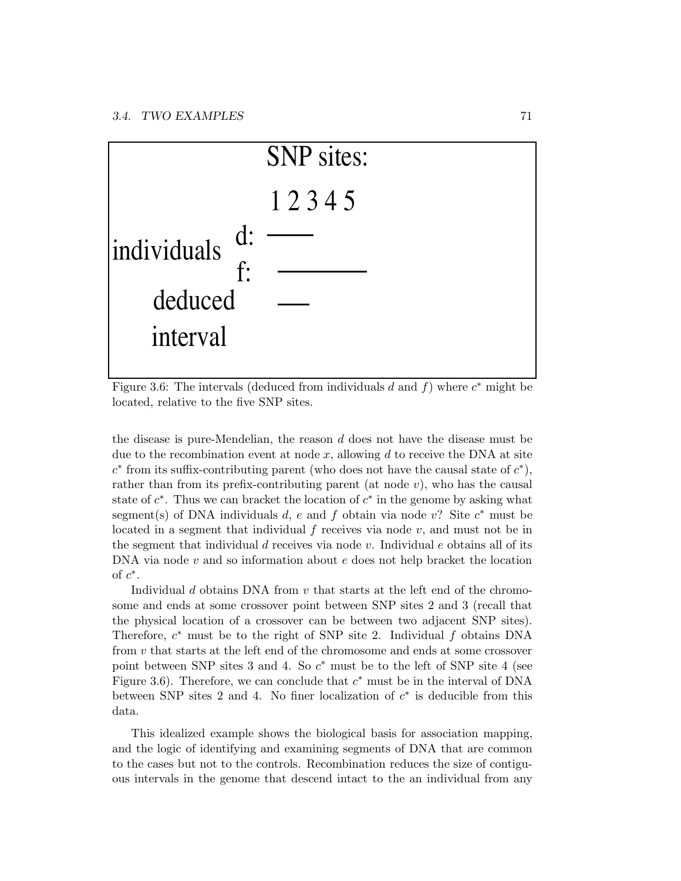SNP sites:

1 2 3 4 5

individuals d: ——

f: ————

deduced interval ——

Figure 3.6: The intervals (deduced from individuals $d$ and $f$) where $c^*$ might be located, relative to the five SNP sites.

the disease is pure-Mendelian, the reason $d$ does not have the disease must be due to the recombination event at node $x$, allowing $d$ to receive the DNA at site $c^*$ from its suffix-contributing parent (who does not have the causal state of $c^*$), rather than from its prefix-contributing parent (at node $v$), who has the causal state of $c^*$. Thus we can bracket the location of $c^*$ in the genome by asking what segment(s) of DNA individuals $d$, $e$ and $f$ obtain via node $v$? Site $c^*$ must be located in a segment that individual $f$ receives via node $v$, and must not be in the segment that individual $d$ receives via node $v$. Individual $e$ obtains all of its DNA via node $v$ and so information about $e$ does not help bracket the location of $c^*$.

Individual $d$ obtains DNA from $v$ that starts at the left end of the chromosome and ends at some crossover point between SNP sites 2 and 3 (recall that the physical location of a crossover can be between two adjacent SNP sites). Therefore, $c^*$ must be to the right of SNP site 2. Individual $f$ obtains DNA from $v$ that starts at the left end of the chromosome and ends at some crossover point between SNP sites 3 and 4. So $c^*$ must be to the left of SNP site 4 (see Figure 3.6). Therefore, we can conclude that $c^*$ must be in the interval of DNA between SNP sites 2 and 4. No finer localization of $c^*$ is deducible from this data.

This idealized example shows the biological basis for association mapping, and the logic of identifying and examining segments of DNA that are common to the cases but not to the controls. Recombination reduces the size of contiguous intervals in the genome that descend intact to the an individual from any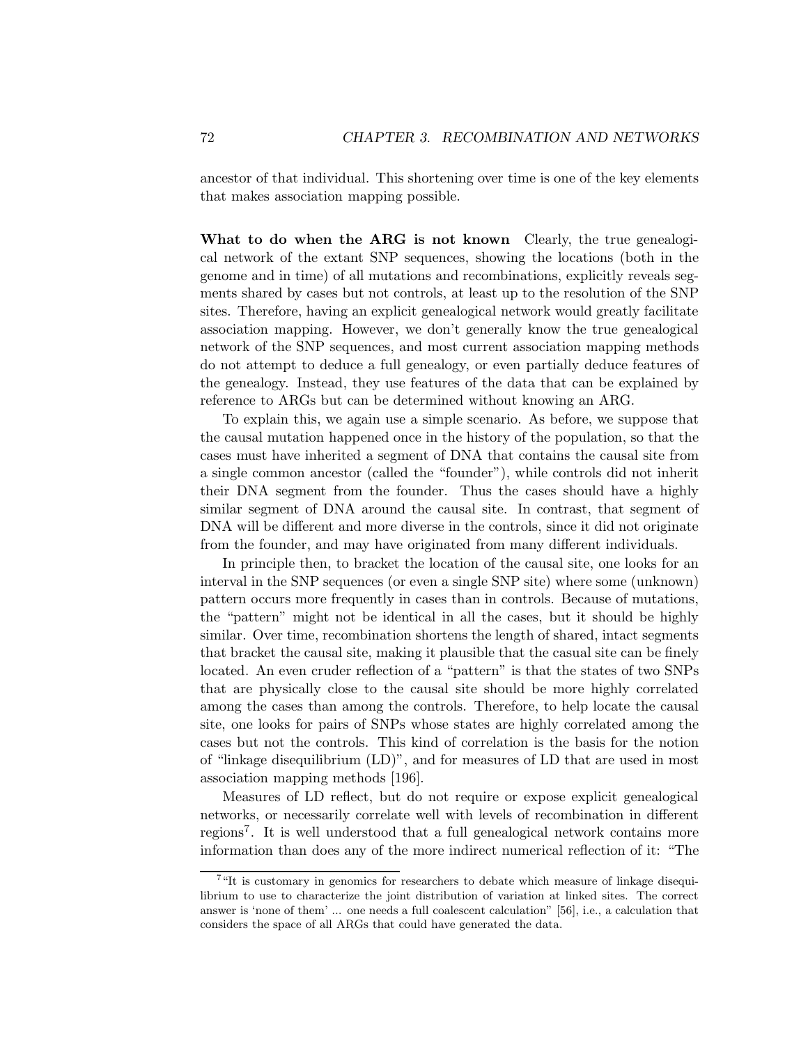ancestor of that individual. This shortening over time is one of the key elements that makes association mapping possible.

**What to do when the ARG is not known** Clearly, the true genealogical network of the extant SNP sequences, showing the locations (both in the genome and in time) of all mutations and recombinations, explicitly reveals segments shared by cases but not controls, at least up to the resolution of the SNP sites. Therefore, having an explicit genealogical network would greatly facilitate association mapping. However, we don't generally know the true genealogical network of the SNP sequences, and most current association mapping methods do not attempt to deduce a full genealogy, or even partially deduce features of the genealogy. Instead, they use features of the data that can be explained by reference to ARGs but can be determined without knowing an ARG.

To explain this, we again use a simple scenario. As before, we suppose that the causal mutation happened once in the history of the population, so that the cases must have inherited a segment of DNA that contains the causal site from a single common ancestor (called the "founder"), while controls did not inherit their DNA segment from the founder. Thus the cases should have a highly similar segment of DNA around the causal site. In contrast, that segment of DNA will be different and more diverse in the controls, since it did not originate from the founder, and may have originated from many different individuals.

In principle then, to bracket the location of the causal site, one looks for an interval in the SNP sequences (or even a single SNP site) where some (unknown) pattern occurs more frequently in cases than in controls. Because of mutations, the "pattern" might not be identical in all the cases, but it should be highly similar. Over time, recombination shortens the length of shared, intact segments that bracket the causal site, making it plausible that the casual site can be finely located. An even cruder reflection of a "pattern" is that the states of two SNPs that are physically close to the causal site should be more highly correlated among the cases than among the controls. Therefore, to help locate the causal site, one looks for pairs of SNPs whose states are highly correlated among the cases but not the controls. This kind of correlation is the basis for the notion of "linkage disequilibrium (LD)", and for measures of LD that are used in most association mapping methods [196].

Measures of LD reflect, but do not require or expose explicit genealogical networks, or necessarily correlate well with levels of recombination in different regions[7]. It is well understood that a full genealogical network contains more information than does any of the more indirect numerical reflection of it: "The

[7] "It is customary in genomics for researchers to debate which measure of linkage disequilibrium to use to characterize the joint distribution of variation at linked sites. The correct answer is 'none of them' ... one needs a full coalescent calculation" [56], i.e., a calculation that considers the space of all ARGs that could have generated the data.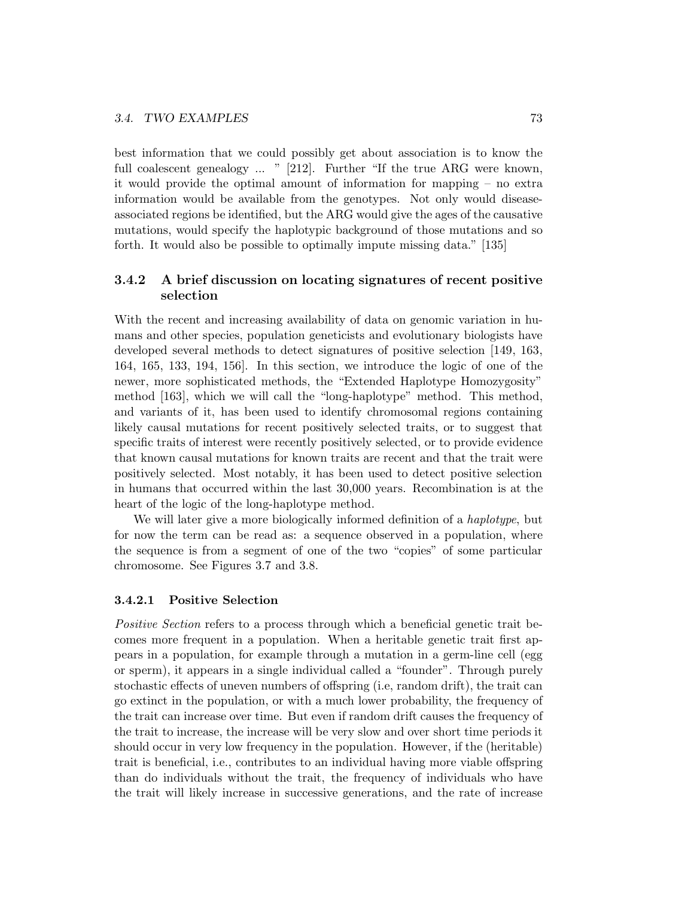best information that we could possibly get about association is to know the full coalescent genealogy ... " [212]. Further "If the true ARG were known, it would provide the optimal amount of information for mapping – no extra information would be available from the genotypes. Not only would disease-associated regions be identified, but the ARG would give the ages of the causative mutations, would specify the haplotypic background of those mutations and so forth. It would also be possible to optimally impute missing data." [135]

### 3.4.2 A brief discussion on locating signatures of recent positive selection

With the recent and increasing availability of data on genomic variation in humans and other species, population geneticists and evolutionary biologists have developed several methods to detect signatures of positive selection [149, 163, 164, 165, 133, 194, 156]. In this section, we introduce the logic of one of the newer, more sophisticated methods, the "Extended Haplotype Homozygosity" method [163], which we will call the "long-haplotype" method. This method, and variants of it, has been used to identify chromosomal regions containing likely causal mutations for recent positively selected traits, or to suggest that specific traits of interest were recently positively selected, or to provide evidence that known causal mutations for known traits are recent and that the trait were positively selected. Most notably, it has been used to detect positive selection in humans that occurred within the last 30,000 years. Recombination is at the heart of the logic of the long-haplotype method.

We will later give a more biologically informed definition of a *haplotype*, but for now the term can be read as: a sequence observed in a population, where the sequence is from a segment of one of the two "copies" of some particular chromosome. See Figures 3.7 and 3.8.

#### 3.4.2.1 Positive Selection

*Positive Section* refers to a process through which a beneficial genetic trait becomes more frequent in a population. When a heritable genetic trait first appears in a population, for example through a mutation in a germ-line cell (egg or sperm), it appears in a single individual called a "founder". Through purely stochastic effects of uneven numbers of offspring (i.e, random drift), the trait can go extinct in the population, or with a much lower probability, the frequency of the trait can increase over time. But even if random drift causes the frequency of the trait to increase, the increase will be very slow and over short time periods it should occur in very low frequency in the population. However, if the (heritable) trait is beneficial, i.e., contributes to an individual having more viable offspring than do individuals without the trait, the frequency of individuals who have the trait will likely increase in successive generations, and the rate of increase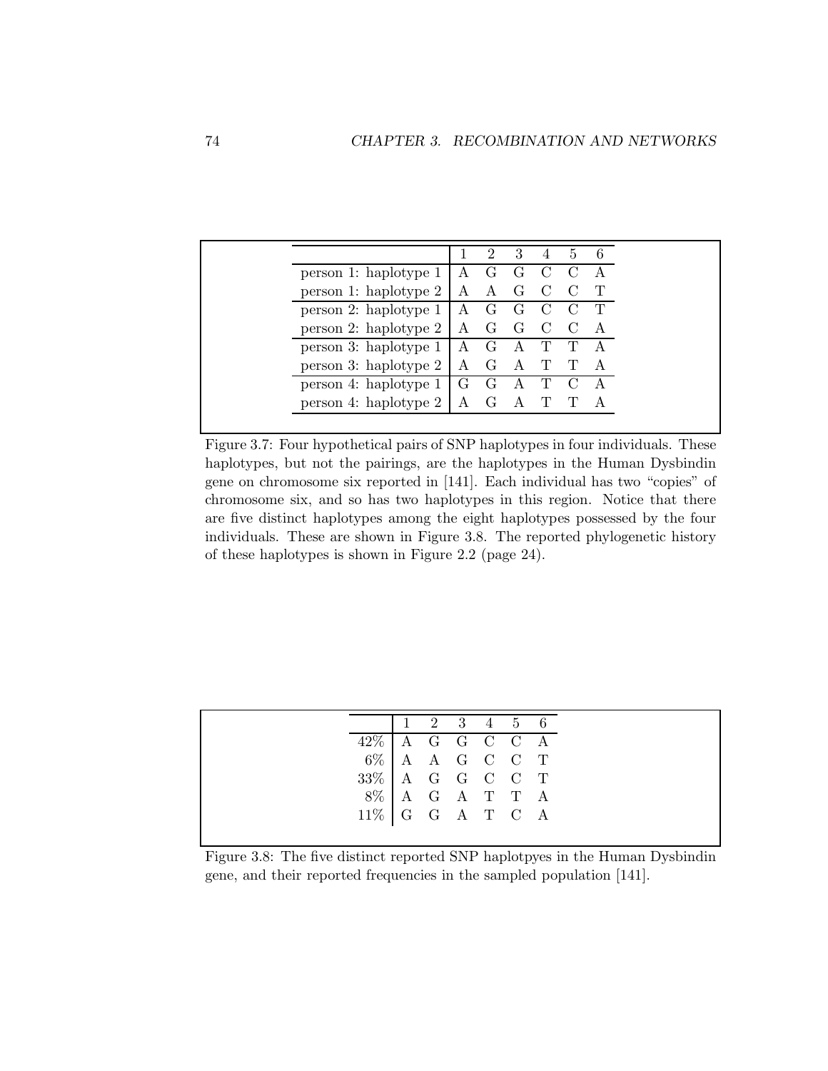| | 1 | 2 | 3 | 4 | 5 | 6 |
|---|---|---|---|---|---|---|
| person 1: haplotype 1 | A | G | G | C | C | A |
| person 1: haplotype 2 | A | A | G | C | C | T |
| person 2: haplotype 1 | A | G | G | C | C | T |
| person 2: haplotype 2 | A | G | G | C | C | A |
| person 3: haplotype 1 | A | G | A | T | T | A |
| person 3: haplotype 2 | A | G | A | T | T | A |
| person 4: haplotype 1 | G | G | A | T | C | A |
| person 4: haplotype 2 | A | G | A | T | T | A |

Figure 3.7: Four hypothetical pairs of SNP haplotypes in four individuals. These haplotypes, but not the pairings, are the haplotypes in the Human Dysbindin gene on chromosome six reported in [141]. Each individual has two "copies" of chromosome six, and so has two haplotypes in this region. Notice that there are five distinct haplotypes among the eight haplotypes possessed by the four individuals. These are shown in Figure 3.8. The reported phylogenetic history of these haplotypes is shown in Figure 2.2 (page 24).

| | 1 | 2 | 3 | 4 | 5 | 6 |
|---|---|---|---|---|---|---|
| 42% | A | G | G | C | C | A |
| 6% | A | A | G | C | C | T |
| 33% | A | G | G | C | C | T |
| 8% | A | G | A | T | T | A |
| 11% | G | G | A | T | C | A |

Figure 3.8: The five distinct reported SNP haplotpyes in the Human Dysbindin gene, and their reported frequencies in the sampled population [141].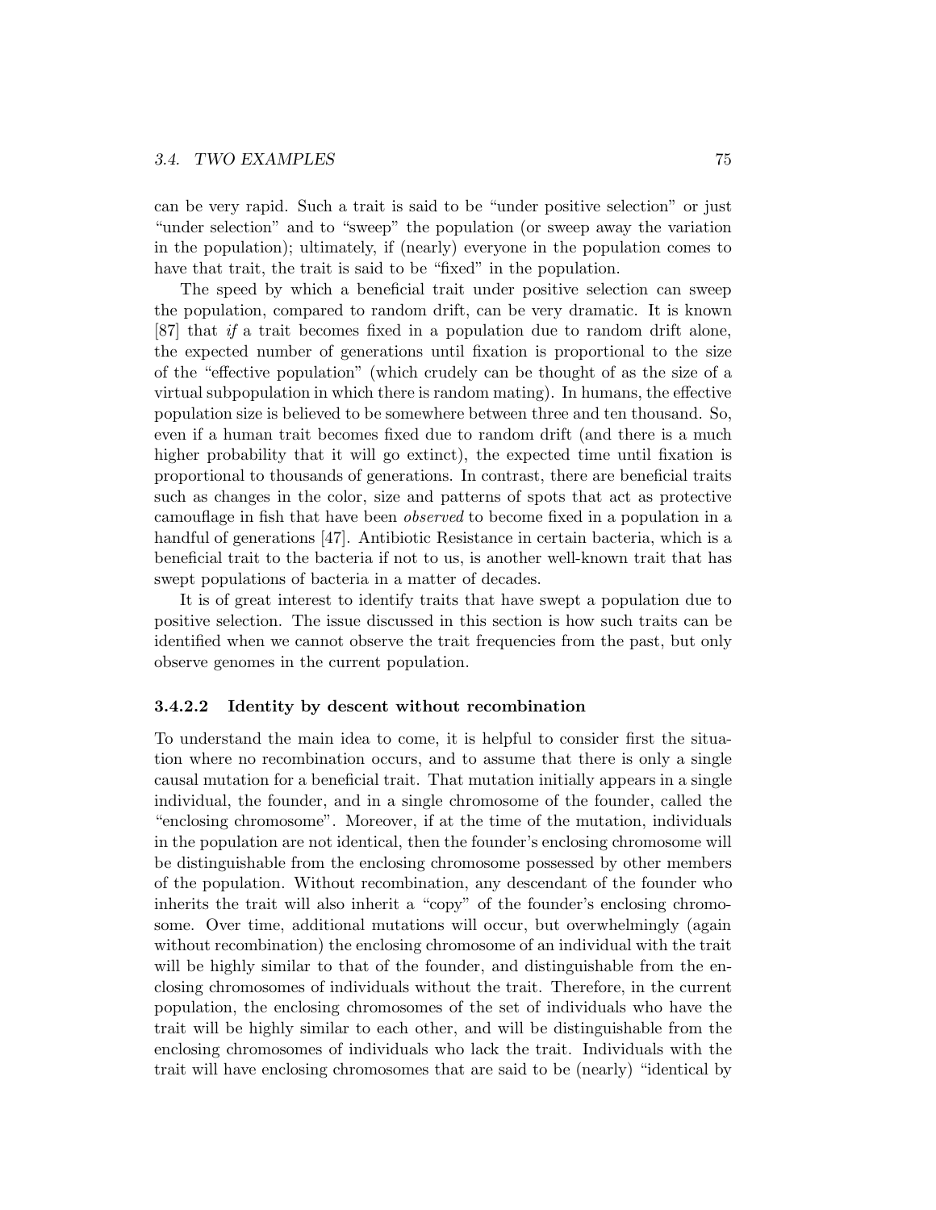can be very rapid. Such a trait is said to be "under positive selection" or just "under selection" and to "sweep" the population (or sweep away the variation in the population); ultimately, if (nearly) everyone in the population comes to have that trait, the trait is said to be "fixed" in the population.

The speed by which a beneficial trait under positive selection can sweep the population, compared to random drift, can be very dramatic. It is known [87] that *if* a trait becomes fixed in a population due to random drift alone, the expected number of generations until fixation is proportional to the size of the "effective population" (which crudely can be thought of as the size of a virtual subpopulation in which there is random mating). In humans, the effective population size is believed to be somewhere between three and ten thousand. So, even if a human trait becomes fixed due to random drift (and there is a much higher probability that it will go extinct), the expected time until fixation is proportional to thousands of generations. In contrast, there are beneficial traits such as changes in the color, size and patterns of spots that act as protective camouflage in fish that have been *observed* to become fixed in a population in a handful of generations [47]. Antibiotic Resistance in certain bacteria, which is a beneficial trait to the bacteria if not to us, is another well-known trait that has swept populations of bacteria in a matter of decades.

It is of great interest to identify traits that have swept a population due to positive selection. The issue discussed in this section is how such traits can be identified when we cannot observe the trait frequencies from the past, but only observe genomes in the current population.

#### 3.4.2.2 Identity by descent without recombination

To understand the main idea to come, it is helpful to consider first the situation where no recombination occurs, and to assume that there is only a single causal mutation for a beneficial trait. That mutation initially appears in a single individual, the founder, and in a single chromosome of the founder, called the "enclosing chromosome". Moreover, if at the time of the mutation, individuals in the population are not identical, then the founder's enclosing chromosome will be distinguishable from the enclosing chromosome possessed by other members of the population. Without recombination, any descendant of the founder who inherits the trait will also inherit a "copy" of the founder's enclosing chromosome. Over time, additional mutations will occur, but overwhelmingly (again without recombination) the enclosing chromosome of an individual with the trait will be highly similar to that of the founder, and distinguishable from the enclosing chromosomes of individuals without the trait. Therefore, in the current population, the enclosing chromosomes of the set of individuals who have the trait will be highly similar to each other, and will be distinguishable from the enclosing chromosomes of individuals who lack the trait. Individuals with the trait will have enclosing chromosomes that are said to be (nearly) "identical by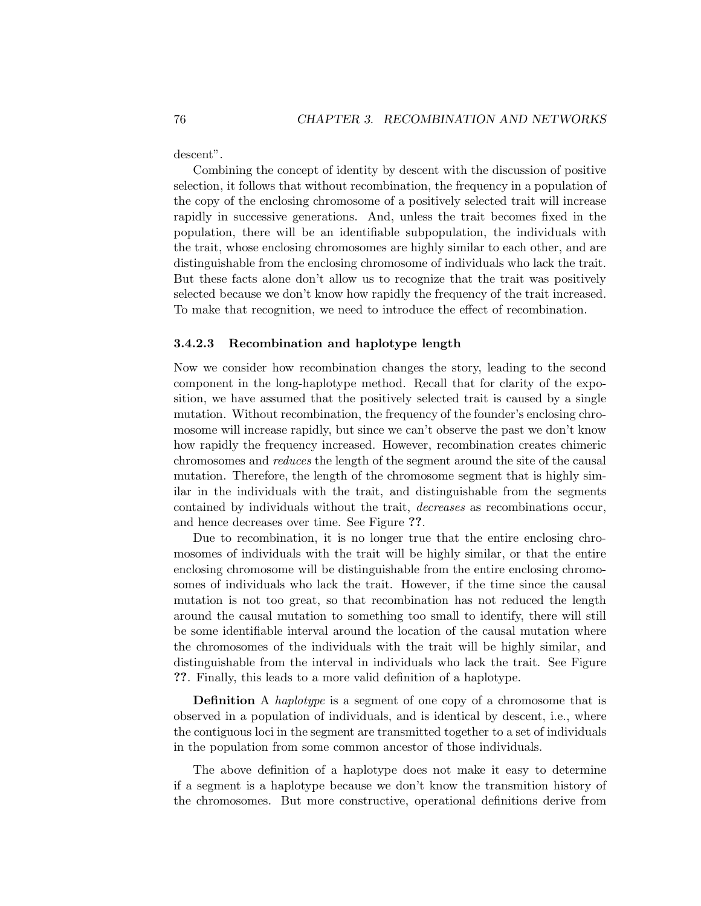descent".

Combining the concept of identity by descent with the discussion of positive selection, it follows that without recombination, the frequency in a population of the copy of the enclosing chromosome of a positively selected trait will increase rapidly in successive generations. And, unless the trait becomes fixed in the population, there will be an identifiable subpopulation, the individuals with the trait, whose enclosing chromosomes are highly similar to each other, and are distinguishable from the enclosing chromosome of individuals who lack the trait. But these facts alone don't allow us to recognize that the trait was positively selected because we don't know how rapidly the frequency of the trait increased. To make that recognition, we need to introduce the effect of recombination.

#### 3.4.2.3 Recombination and haplotype length

Now we consider how recombination changes the story, leading to the second component in the long-haplotype method. Recall that for clarity of the exposition, we have assumed that the positively selected trait is caused by a single mutation. Without recombination, the frequency of the founder's enclosing chromosome will increase rapidly, but since we can't observe the past we don't know how rapidly the frequency increased. However, recombination creates chimeric chromosomes and *reduces* the length of the segment around the site of the causal mutation. Therefore, the length of the chromosome segment that is highly similar in the individuals with the trait, and distinguishable from the segments contained by individuals without the trait, *decreases* as recombinations occur, and hence decreases over time. See Figure **??**.

Due to recombination, it is no longer true that the entire enclosing chromosomes of individuals with the trait will be highly similar, or that the entire enclosing chromosome will be distinguishable from the entire enclosing chromosomes of individuals who lack the trait. However, if the time since the causal mutation is not too great, so that recombination has not reduced the length around the causal mutation to something too small to identify, there will still be some identifiable interval around the location of the causal mutation where the chromosomes of the individuals with the trait will be highly similar, and distinguishable from the interval in individuals who lack the trait. See Figure **??**. Finally, this leads to a more valid definition of a haplotype.

**Definition** A *haplotype* is a segment of one copy of a chromosome that is observed in a population of individuals, and is identical by descent, i.e., where the contiguous loci in the segment are transmitted together to a set of individuals in the population from some common ancestor of those individuals.

The above definition of a haplotype does not make it easy to determine if a segment is a haplotype because we don't know the transmition history of the chromosomes. But more constructive, operational definitions derive from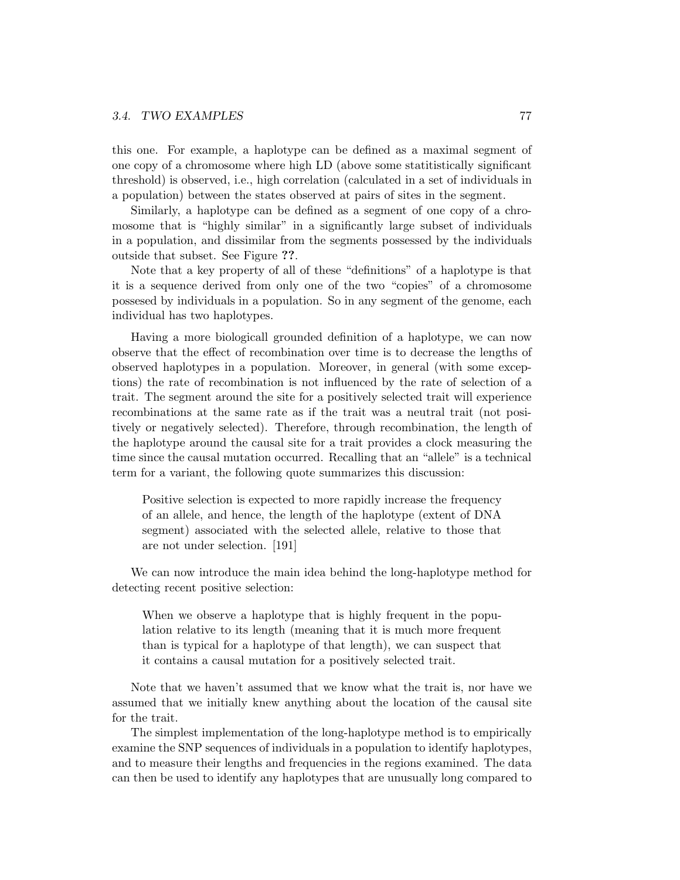this one. For example, a haplotype can be defined as a maximal segment of one copy of a chromosome where high LD (above some statitistically significant threshold) is observed, i.e., high correlation (calculated in a set of individuals in a population) between the states observed at pairs of sites in the segment.

Similarly, a haplotype can be defined as a segment of one copy of a chromosome that is "highly similar" in a significantly large subset of individuals in a population, and dissimilar from the segments possessed by the individuals outside that subset. See Figure **??**.

Note that a key property of all of these "definitions" of a haplotype is that it is a sequence derived from only one of the two "copies" of a chromosome possesed by individuals in a population. So in any segment of the genome, each individual has two haplotypes.

Having a more biologicall grounded definition of a haplotype, we can now observe that the effect of recombination over time is to decrease the lengths of observed haplotypes in a population. Moreover, in general (with some exceptions) the rate of recombination is not influenced by the rate of selection of a trait. The segment around the site for a positively selected trait will experience recombinations at the same rate as if the trait was a neutral trait (not positively or negatively selected). Therefore, through recombination, the length of the haplotype around the causal site for a trait provides a clock measuring the time since the causal mutation occurred. Recalling that an "allele" is a technical term for a variant, the following quote summarizes this discussion:

> Positive selection is expected to more rapidly increase the frequency of an allele, and hence, the length of the haplotype (extent of DNA segment) associated with the selected allele, relative to those that are not under selection. [191]

We can now introduce the main idea behind the long-haplotype method for detecting recent positive selection:

> When we observe a haplotype that is highly frequent in the population relative to its length (meaning that it is much more frequent than is typical for a haplotype of that length), we can suspect that it contains a causal mutation for a positively selected trait.

Note that we haven't assumed that we know what the trait is, nor have we assumed that we initially knew anything about the location of the causal site for the trait.

The simplest implementation of the long-haplotype method is to empirically examine the SNP sequences of individuals in a population to identify haplotypes, and to measure their lengths and frequencies in the regions examined. The data can then be used to identify any haplotypes that are unusually long compared to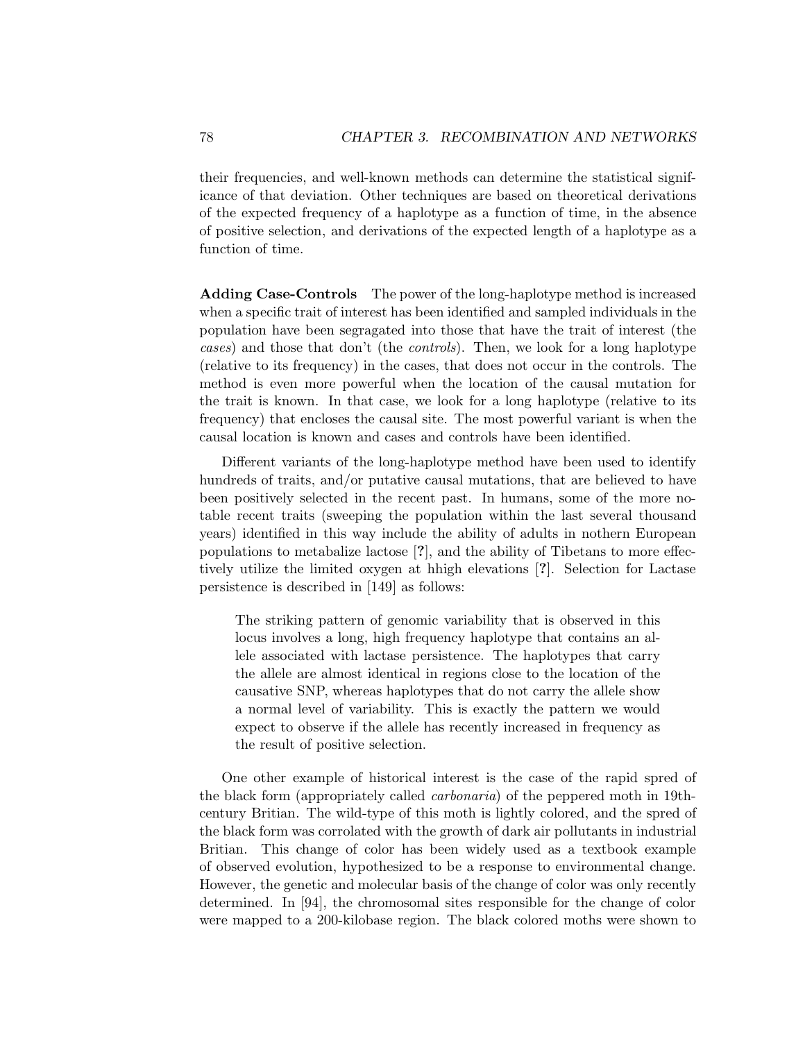their frequencies, and well-known methods can determine the statistical significance of that deviation. Other techniques are based on theoretical derivations of the expected frequency of a haplotype as a function of time, in the absence of positive selection, and derivations of the expected length of a haplotype as a function of time.

**Adding Case-Controls** The power of the long-haplotype method is increased when a specific trait of interest has been identified and sampled individuals in the population have been segragated into those that have the trait of interest (the *cases*) and those that don't (the *controls*). Then, we look for a long haplotype (relative to its frequency) in the cases, that does not occur in the controls. The method is even more powerful when the location of the causal mutation for the trait is known. In that case, we look for a long haplotype (relative to its frequency) that encloses the causal site. The most powerful variant is when the causal location is known and cases and controls have been identified.

Different variants of the long-haplotype method have been used to identify hundreds of traits, and/or putative causal mutations, that are believed to have been positively selected in the recent past. In humans, some of the more notable recent traits (sweeping the population within the last several thousand years) identified in this way include the ability of adults in nothern European populations to metabalize lactose [**?**], and the ability of Tibetans to more effectively utilize the limited oxygen at hhigh elevations [**?**]. Selection for Lactase persistence is described in [149] as follows:

> The striking pattern of genomic variability that is observed in this locus involves a long, high frequency haplotype that contains an allele associated with lactase persistence. The haplotypes that carry the allele are almost identical in regions close to the location of the causative SNP, whereas haplotypes that do not carry the allele show a normal level of variability. This is exactly the pattern we would expect to observe if the allele has recently increased in frequency as the result of positive selection.

One other example of historical interest is the case of the rapid spred of the black form (appropriately called *carbonaria*) of the peppered moth in 19th-century Britian. The wild-type of this moth is lightly colored, and the spred of the black form was corrolated with the growth of dark air pollutants in industrial Britian. This change of color has been widely used as a textbook example of observed evolution, hypothesized to be a response to environmental change. However, the genetic and molecular basis of the change of color was only recently determined. In [94], the chromosomal sites responsible for the change of color were mapped to a 200-kilobase region. The black colored moths were shown to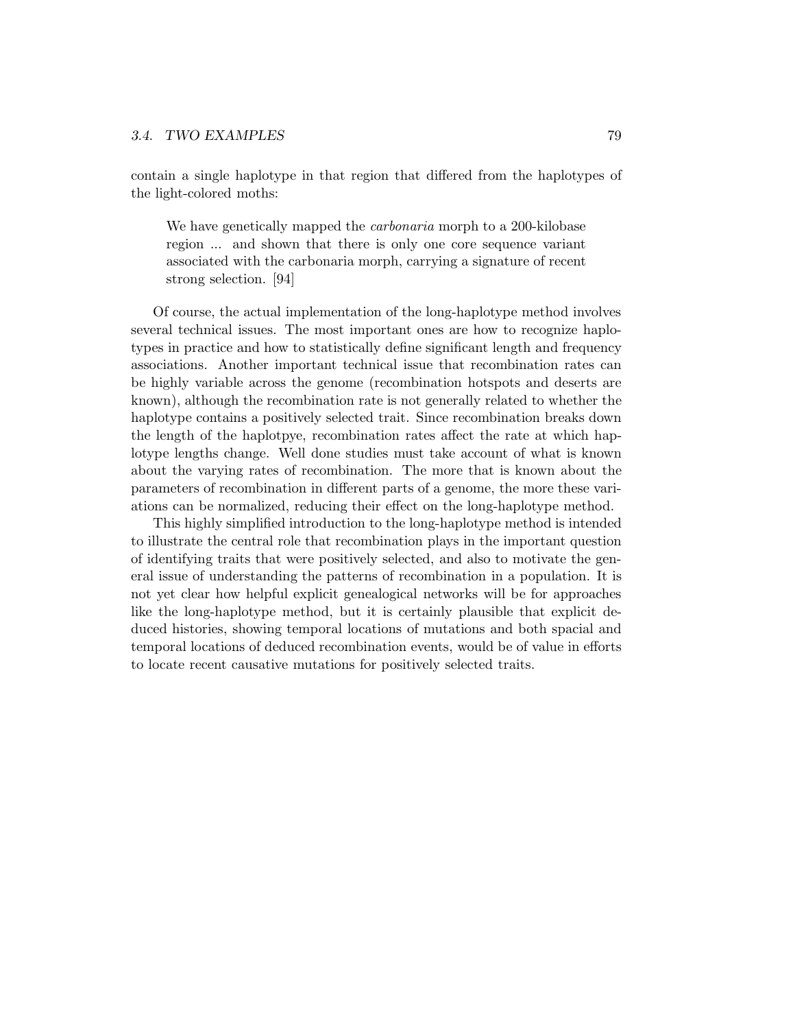contain a single haplotype in that region that differed from the haplotypes of the light-colored moths:

> We have genetically mapped the *carbonaria* morph to a 200-kilobase region ... and shown that there is only one core sequence variant associated with the carbonaria morph, carrying a signature of recent strong selection. [94]

Of course, the actual implementation of the long-haplotype method involves several technical issues. The most important ones are how to recognize haplotypes in practice and how to statistically define significant length and frequency associations. Another important technical issue that recombination rates can be highly variable across the genome (recombination hotspots and deserts are known), although the recombination rate is not generally related to whether the haplotype contains a positively selected trait. Since recombination breaks down the length of the haplotpye, recombination rates affect the rate at which haplotype lengths change. Well done studies must take account of what is known about the varying rates of recombination. The more that is known about the parameters of recombination in different parts of a genome, the more these variations can be normalized, reducing their effect on the long-haplotype method.

This highly simplified introduction to the long-haplotype method is intended to illustrate the central role that recombination plays in the important question of identifying traits that were positively selected, and also to motivate the general issue of understanding the patterns of recombination in a population. It is not yet clear how helpful explicit genealogical networks will be for approaches like the long-haplotype method, but it is certainly plausible that explicit deduced histories, showing temporal locations of mutations and both spacial and temporal locations of deduced recombination events, would be of value in efforts to locate recent causative mutations for positively selected traits.